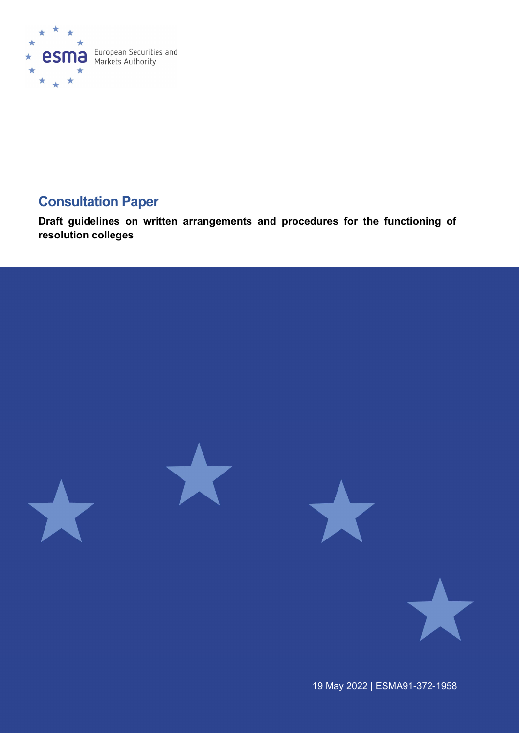# Consultation Paper

**Draft guidelines on written arrangements and procedures for the functioning of resolution colleges**

19 May 2022 | ESMA91-372-1958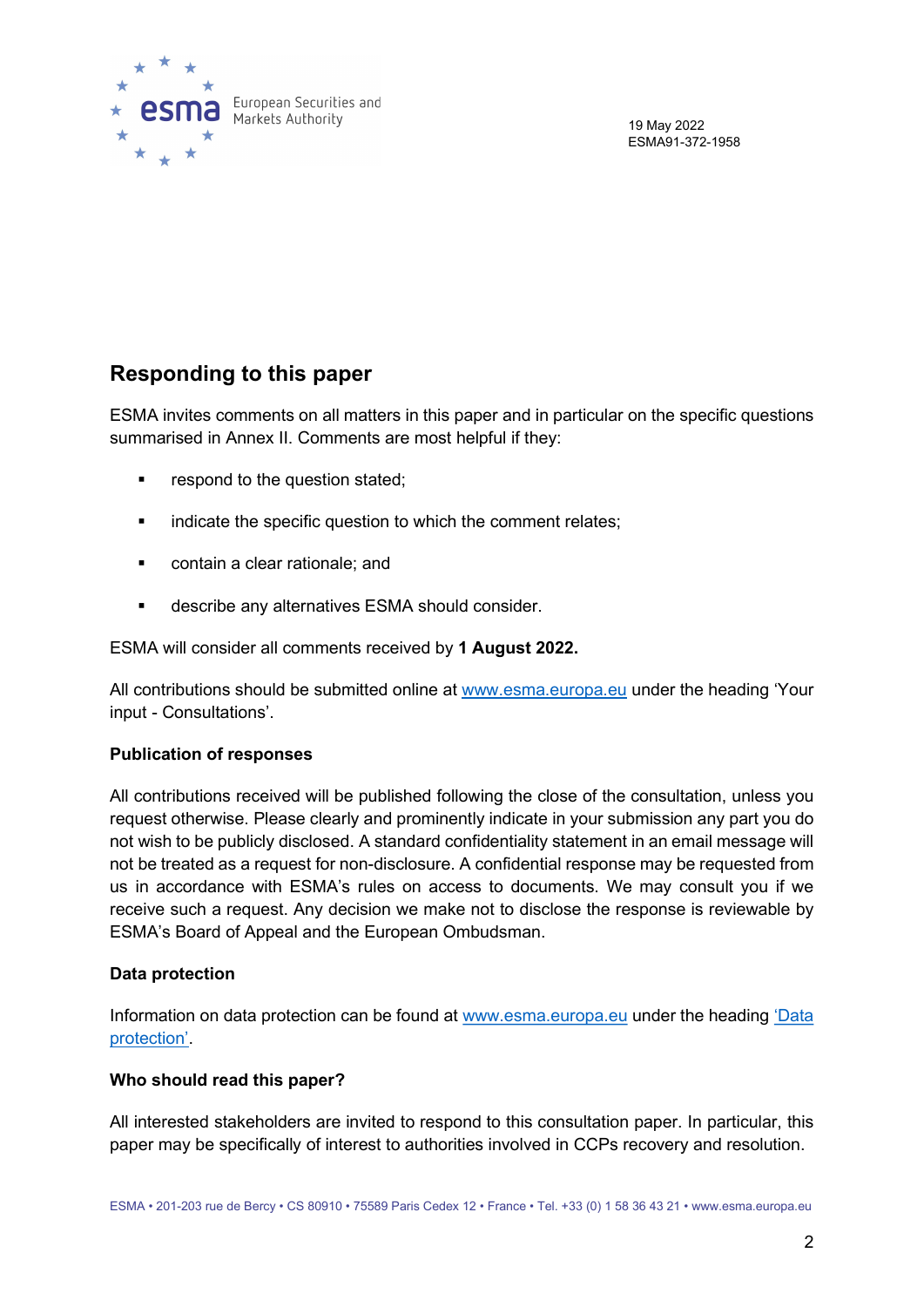19 May 2022
ESMA91-372-1958

## Responding to this paper

ESMA invites comments on all matters in this paper and in particular on the specific questions summarised in Annex II. Comments are most helpful if they:

- respond to the question stated;
- indicate the specific question to which the comment relates;
- contain a clear rationale; and
- describe any alternatives ESMA should consider.

ESMA will consider all comments received by **1 August 2022.**

All contributions should be submitted online at [www.esma.europa.eu](www.esma.europa.eu) under the heading 'Your input - Consultations'.

**Publication of responses**

All contributions received will be published following the close of the consultation, unless you request otherwise. Please clearly and prominently indicate in your submission any part you do not wish to be publicly disclosed. A standard confidentiality statement in an email message will not be treated as a request for non-disclosure. A confidential response may be requested from us in accordance with ESMA's rules on access to documents. We may consult you if we receive such a request. Any decision we make not to disclose the response is reviewable by ESMA's Board of Appeal and the European Ombudsman.

**Data protection**

Information on data protection can be found at [www.esma.europa.eu](www.esma.europa.eu) under the heading ['Data protection'](#).

**Who should read this paper?**

All interested stakeholders are invited to respond to this consultation paper. In particular, this paper may be specifically of interest to authorities involved in CCPs recovery and resolution.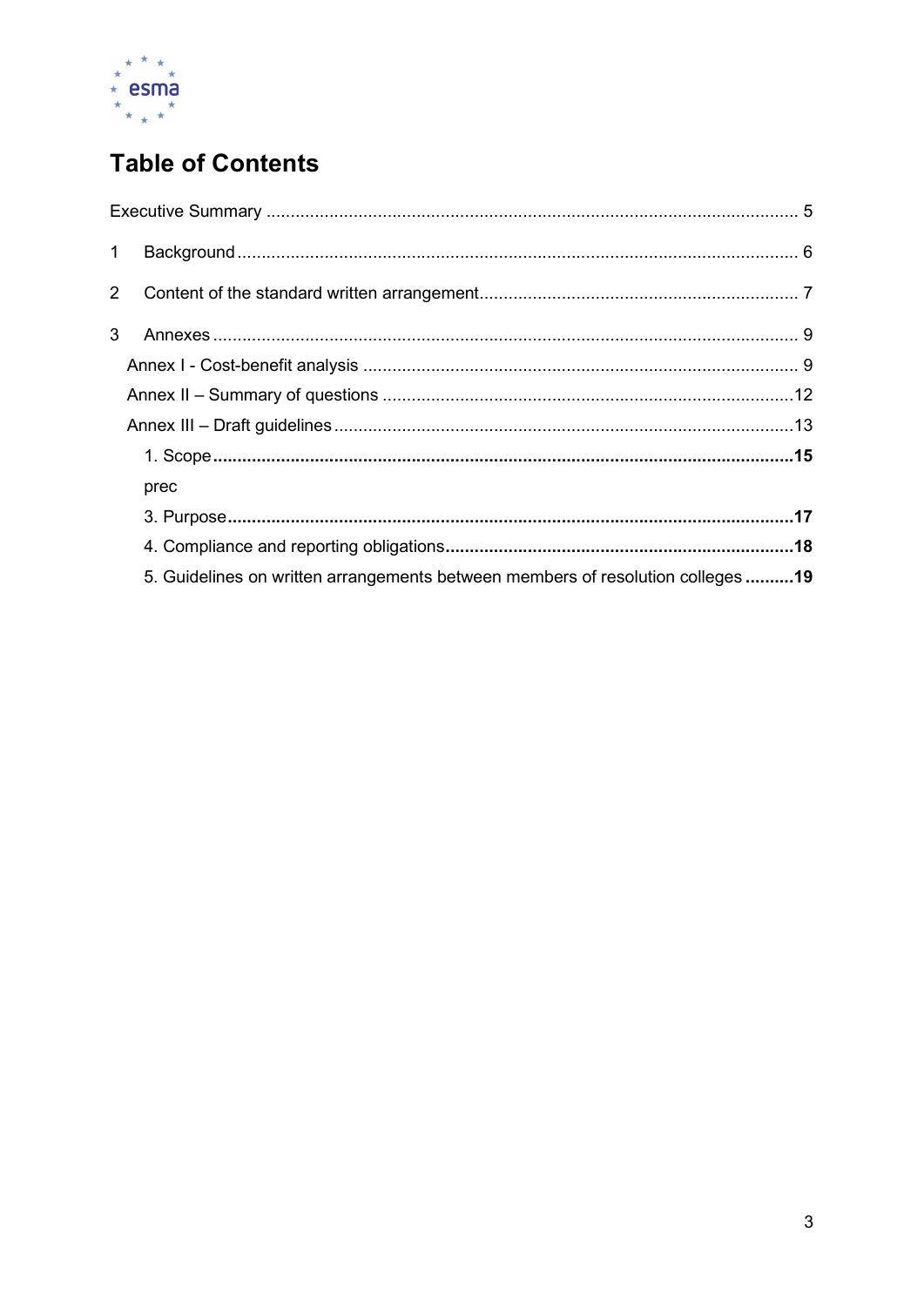# Table of Contents

Executive Summary ............................................................................................................ 5

1 Background ................................................................................................................... 6

2 Content of the standard written arrangement.................................................................. 7

3 Annexes ........................................................................................................................ 9

Annex I - Cost-benefit analysis ......................................................................................... 9

Annex II – Summary of questions .................................................................................... 12

Annex III – Draft guidelines .............................................................................................. 13

1. Scope **.......................................................................................................................15**

prec

3. Purpose **...................................................................................................................17**

4. Compliance and reporting obligations **......................................................................18**

5. Guidelines on written arrangements between members of resolution colleges **..........19**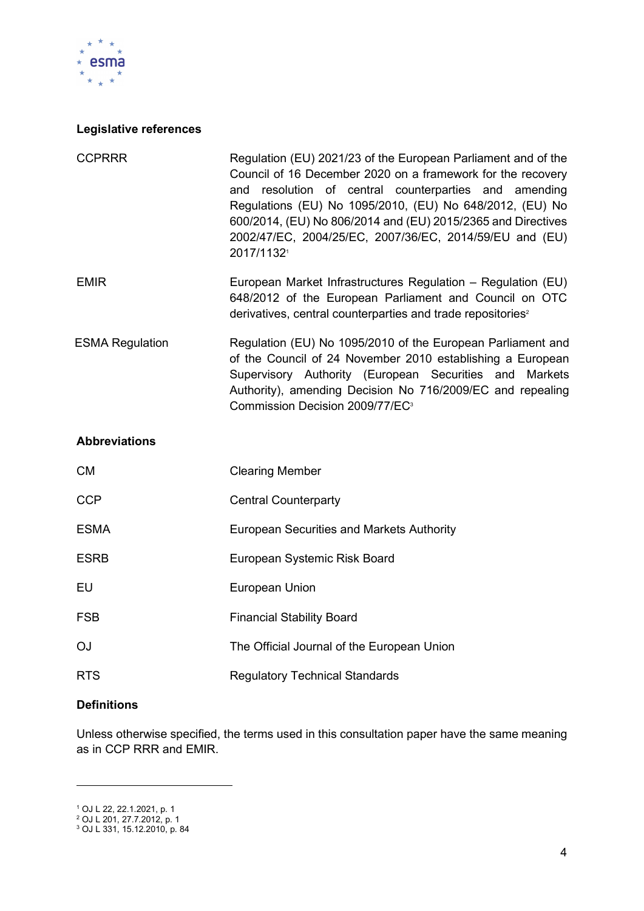**Legislative references**

| | |
|---|---|
| CCPRRR | Regulation (EU) 2021/23 of the European Parliament and of the Council of 16 December 2020 on a framework for the recovery and resolution of central counterparties and amending Regulations (EU) No 1095/2010, (EU) No 648/2012, (EU) No 600/2014, (EU) No 806/2014 and (EU) 2015/2365 and Directives 2002/47/EC, 2004/25/EC, 2007/36/EC, 2014/59/EU and (EU) 2017/1132[1] |
| EMIR | European Market Infrastructures Regulation – Regulation (EU) 648/2012 of the European Parliament and Council on OTC derivatives, central counterparties and trade repositories[2] |
| ESMA Regulation | Regulation (EU) No 1095/2010 of the European Parliament and of the Council of 24 November 2010 establishing a European Supervisory Authority (European Securities and Markets Authority), amending Decision No 716/2009/EC and repealing Commission Decision 2009/77/EC[3] |

**Abbreviations**

| | |
|---|---|
| CM | Clearing Member |
| CCP | Central Counterparty |
| ESMA | European Securities and Markets Authority |
| ESRB | European Systemic Risk Board |
| EU | European Union |
| FSB | Financial Stability Board |
| OJ | The Official Journal of the European Union |
| RTS | Regulatory Technical Standards |

**Definitions**

Unless otherwise specified, the terms used in this consultation paper have the same meaning as in CCP RRR and EMIR.

[1] OJ L 22, 22.1.2021, p. 1
[2] OJ L 201, 27.7.2012, p. 1
[3] OJ L 331, 15.12.2010, p. 84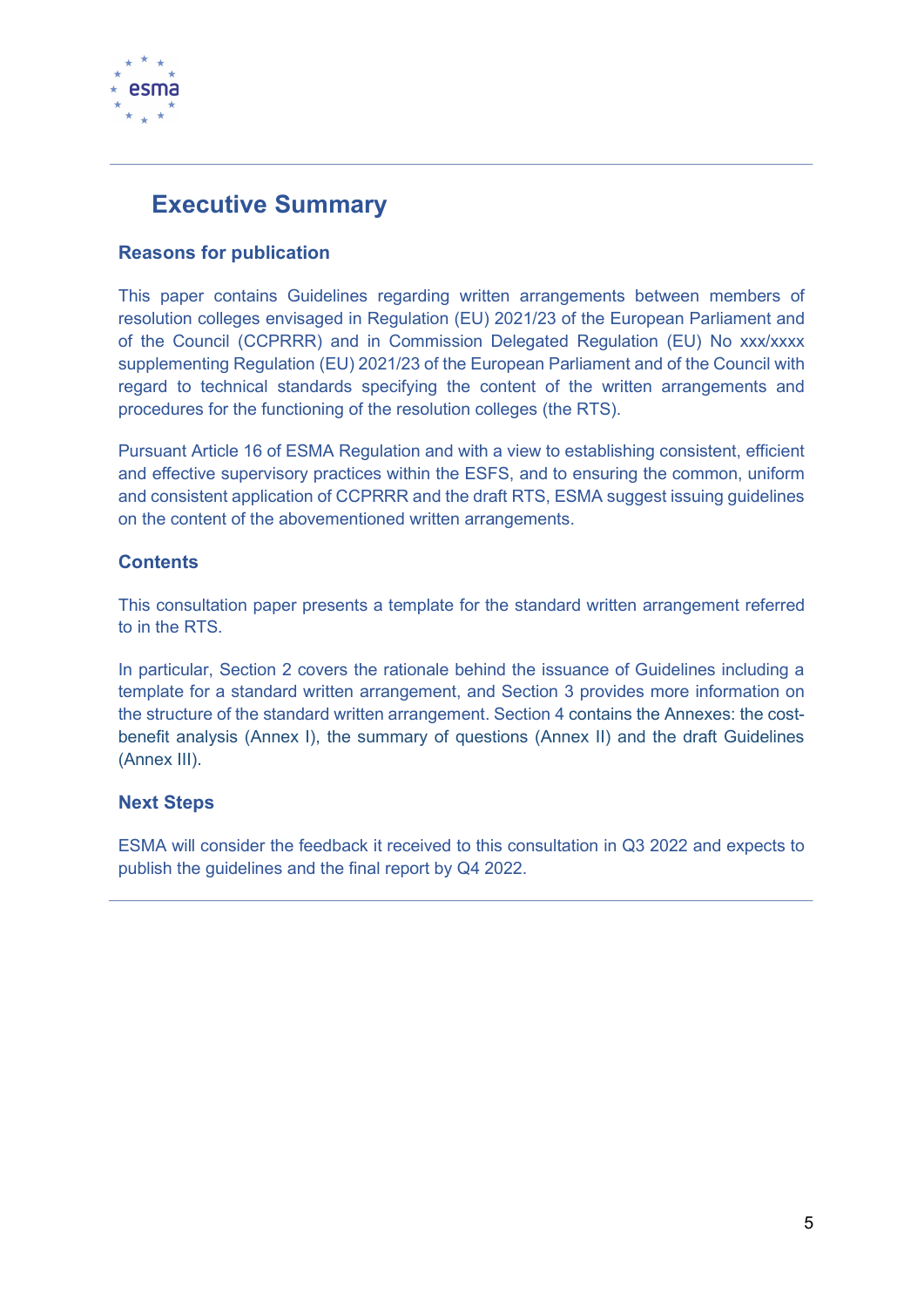# Executive Summary

### Reasons for publication

This paper contains Guidelines regarding written arrangements between members of resolution colleges envisaged in Regulation (EU) 2021/23 of the European Parliament and of the Council (CCPRRR) and in Commission Delegated Regulation (EU) No xxx/xxxx supplementing Regulation (EU) 2021/23 of the European Parliament and of the Council with regard to technical standards specifying the content of the written arrangements and procedures for the functioning of the resolution colleges (the RTS).

Pursuant Article 16 of ESMA Regulation and with a view to establishing consistent, efficient and effective supervisory practices within the ESFS, and to ensuring the common, uniform and consistent application of CCPRRR and the draft RTS, ESMA suggest issuing guidelines on the content of the abovementioned written arrangements.

### Contents

This consultation paper presents a template for the standard written arrangement referred to in the RTS.

In particular, Section 2 covers the rationale behind the issuance of Guidelines including a template for a standard written arrangement, and Section 3 provides more information on the structure of the standard written arrangement. Section 4 contains the Annexes: the cost-benefit analysis (Annex I), the summary of questions (Annex II) and the draft Guidelines (Annex III).

### Next Steps

ESMA will consider the feedback it received to this consultation in Q3 2022 and expects to publish the guidelines and the final report by Q4 2022.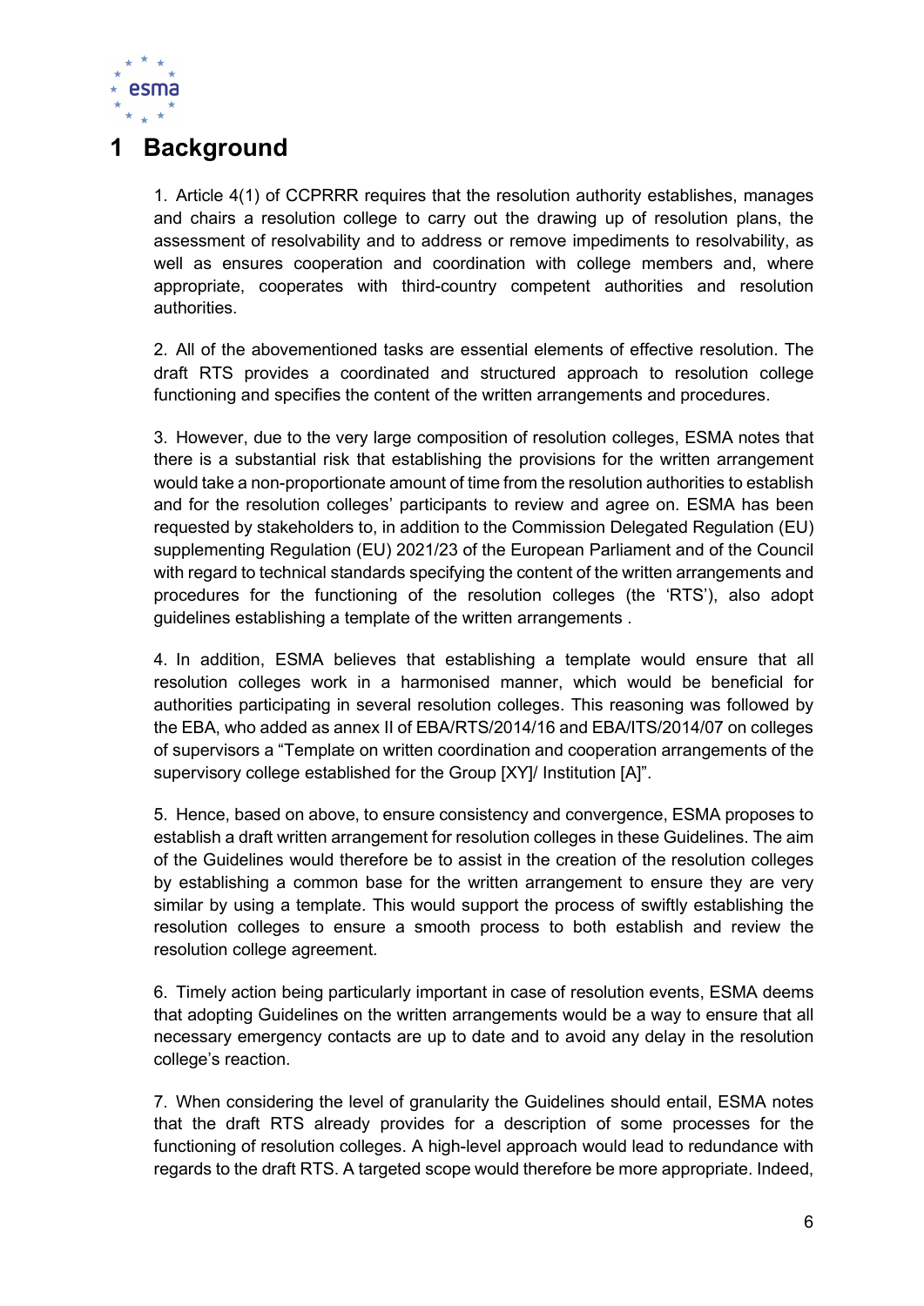# 1 Background

1. Article 4(1) of CCPRRR requires that the resolution authority establishes, manages and chairs a resolution college to carry out the drawing up of resolution plans, the assessment of resolvability and to address or remove impediments to resolvability, as well as ensures cooperation and coordination with college members and, where appropriate, cooperates with third-country competent authorities and resolution authorities.

2. All of the abovementioned tasks are essential elements of effective resolution. The draft RTS provides a coordinated and structured approach to resolution college functioning and specifies the content of the written arrangements and procedures.

3. However, due to the very large composition of resolution colleges, ESMA notes that there is a substantial risk that establishing the provisions for the written arrangement would take a non-proportionate amount of time from the resolution authorities to establish and for the resolution colleges' participants to review and agree on. ESMA has been requested by stakeholders to, in addition to the Commission Delegated Regulation (EU) supplementing Regulation (EU) 2021/23 of the European Parliament and of the Council with regard to technical standards specifying the content of the written arrangements and procedures for the functioning of the resolution colleges (the 'RTS'), also adopt guidelines establishing a template of the written arrangements .

4. In addition, ESMA believes that establishing a template would ensure that all resolution colleges work in a harmonised manner, which would be beneficial for authorities participating in several resolution colleges. This reasoning was followed by the EBA, who added as annex II of EBA/RTS/2014/16 and EBA/ITS/2014/07 on colleges of supervisors a "Template on written coordination and cooperation arrangements of the supervisory college established for the Group [XY]/ Institution [A]".

5. Hence, based on above, to ensure consistency and convergence, ESMA proposes to establish a draft written arrangement for resolution colleges in these Guidelines. The aim of the Guidelines would therefore be to assist in the creation of the resolution colleges by establishing a common base for the written arrangement to ensure they are very similar by using a template. This would support the process of swiftly establishing the resolution colleges to ensure a smooth process to both establish and review the resolution college agreement.

6. Timely action being particularly important in case of resolution events, ESMA deems that adopting Guidelines on the written arrangements would be a way to ensure that all necessary emergency contacts are up to date and to avoid any delay in the resolution college's reaction.

7. When considering the level of granularity the Guidelines should entail, ESMA notes that the draft RTS already provides for a description of some processes for the functioning of resolution colleges. A high-level approach would lead to redundance with regards to the draft RTS. A targeted scope would therefore be more appropriate. Indeed,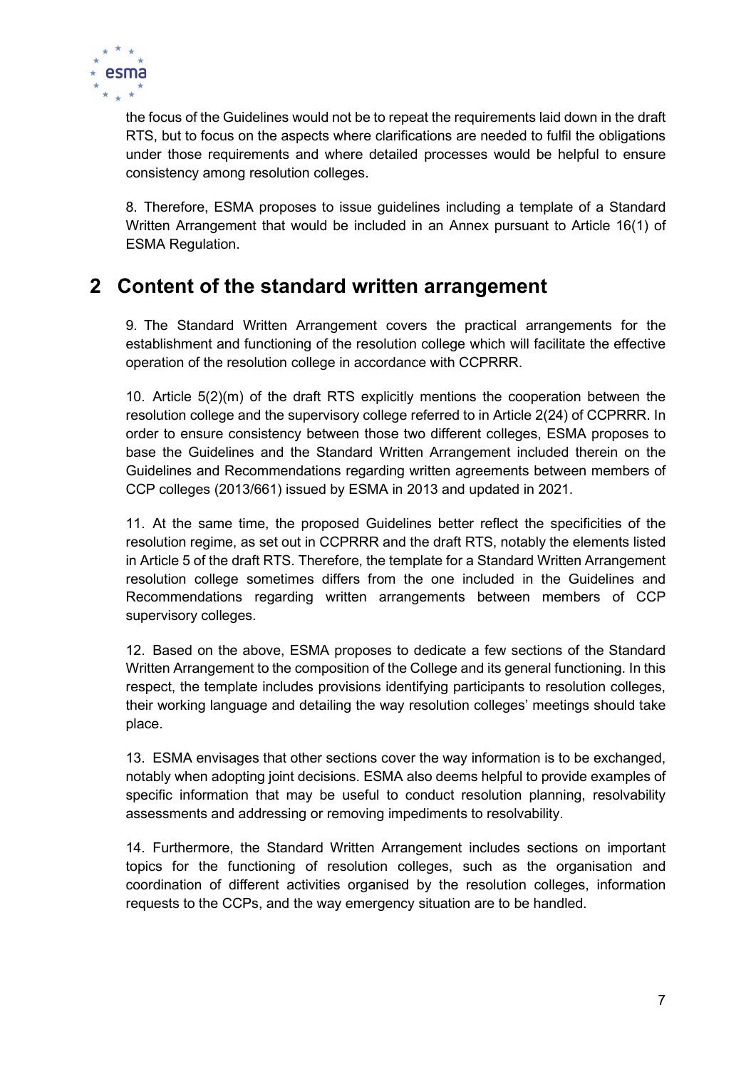the focus of the Guidelines would not be to repeat the requirements laid down in the draft RTS, but to focus on the aspects where clarifications are needed to fulfil the obligations under those requirements and where detailed processes would be helpful to ensure consistency among resolution colleges.

8. Therefore, ESMA proposes to issue guidelines including a template of a Standard Written Arrangement that would be included in an Annex pursuant to Article 16(1) of ESMA Regulation.

# 2 Content of the standard written arrangement

9. The Standard Written Arrangement covers the practical arrangements for the establishment and functioning of the resolution college which will facilitate the effective operation of the resolution college in accordance with CCPRRR.

10. Article 5(2)(m) of the draft RTS explicitly mentions the cooperation between the resolution college and the supervisory college referred to in Article 2(24) of CCPRRR. In order to ensure consistency between those two different colleges, ESMA proposes to base the Guidelines and the Standard Written Arrangement included therein on the Guidelines and Recommendations regarding written agreements between members of CCP colleges (2013/661) issued by ESMA in 2013 and updated in 2021.

11. At the same time, the proposed Guidelines better reflect the specificities of the resolution regime, as set out in CCPRRR and the draft RTS, notably the elements listed in Article 5 of the draft RTS. Therefore, the template for a Standard Written Arrangement resolution college sometimes differs from the one included in the Guidelines and Recommendations regarding written arrangements between members of CCP supervisory colleges.

12. Based on the above, ESMA proposes to dedicate a few sections of the Standard Written Arrangement to the composition of the College and its general functioning. In this respect, the template includes provisions identifying participants to resolution colleges, their working language and detailing the way resolution colleges' meetings should take place.

13. ESMA envisages that other sections cover the way information is to be exchanged, notably when adopting joint decisions. ESMA also deems helpful to provide examples of specific information that may be useful to conduct resolution planning, resolvability assessments and addressing or removing impediments to resolvability.

14. Furthermore, the Standard Written Arrangement includes sections on important topics for the functioning of resolution colleges, such as the organisation and coordination of different activities organised by the resolution colleges, information requests to the CCPs, and the way emergency situation are to be handled.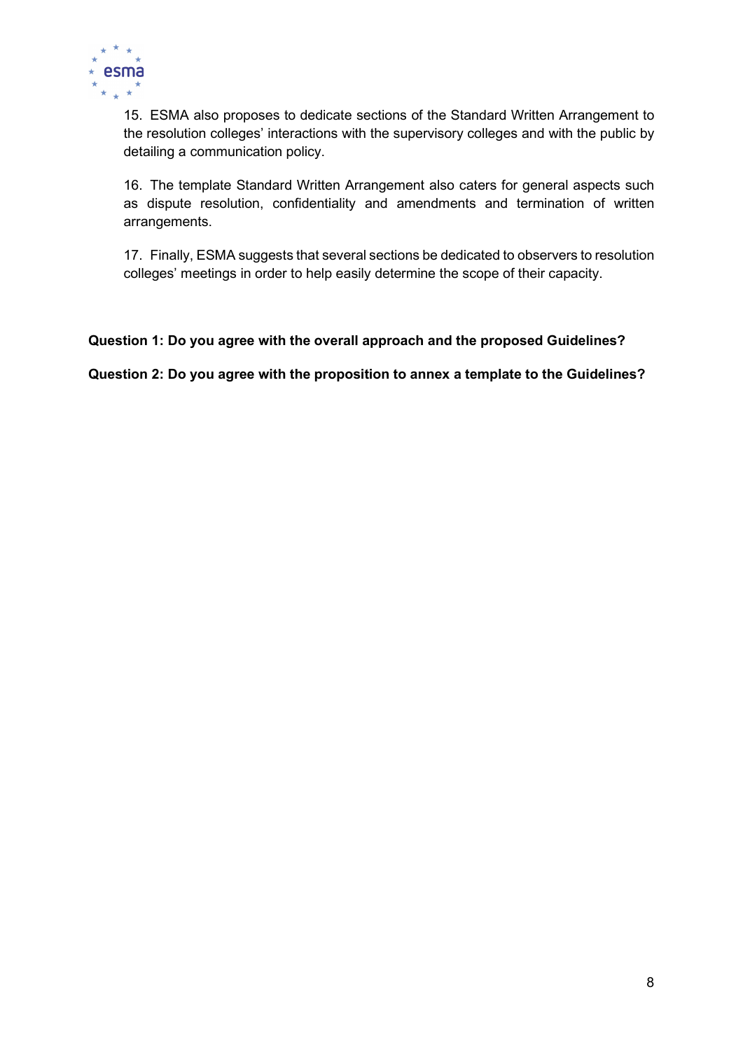15. ESMA also proposes to dedicate sections of the Standard Written Arrangement to the resolution colleges' interactions with the supervisory colleges and with the public by detailing a communication policy.

16. The template Standard Written Arrangement also caters for general aspects such as dispute resolution, confidentiality and amendments and termination of written arrangements.

17. Finally, ESMA suggests that several sections be dedicated to observers to resolution colleges' meetings in order to help easily determine the scope of their capacity.

**Question 1: Do you agree with the overall approach and the proposed Guidelines?**

**Question 2: Do you agree with the proposition to annex a template to the Guidelines?**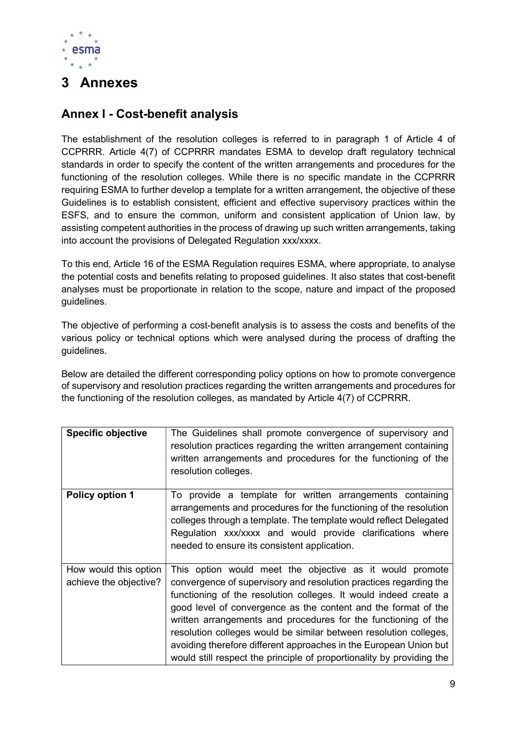# 3 Annexes

## Annex I - Cost-benefit analysis

The establishment of the resolution colleges is referred to in paragraph 1 of Article 4 of CCPRRR. Article 4(7) of CCPRRR mandates ESMA to develop draft regulatory technical standards in order to specify the content of the written arrangements and procedures for the functioning of the resolution colleges. While there is no specific mandate in the CCPRRR requiring ESMA to further develop a template for a written arrangement, the objective of these Guidelines is to establish consistent, efficient and effective supervisory practices within the ESFS, and to ensure the common, uniform and consistent application of Union law, by assisting competent authorities in the process of drawing up such written arrangements, taking into account the provisions of Delegated Regulation xxx/xxxx.

To this end, Article 16 of the ESMA Regulation requires ESMA, where appropriate, to analyse the potential costs and benefits relating to proposed guidelines. It also states that cost-benefit analyses must be proportionate in relation to the scope, nature and impact of the proposed guidelines.

The objective of performing a cost-benefit analysis is to assess the costs and benefits of the various policy or technical options which were analysed during the process of drafting the guidelines.

Below are detailed the different corresponding policy options on how to promote convergence of supervisory and resolution practices regarding the written arrangements and procedures for the functioning of the resolution colleges, as mandated by Article 4(7) of CCPRRR.

| **Specific objective** | The Guidelines shall promote convergence of supervisory and resolution practices regarding the written arrangement containing written arrangements and procedures for the functioning of the resolution colleges. |
|---|---|
| **Policy option 1** | To provide a template for written arrangements containing arrangements and procedures for the functioning of the resolution colleges through a template. The template would reflect Delegated Regulation xxx/xxxx and would provide clarifications where needed to ensure its consistent application. |
| How would this option achieve the objective? | This option would meet the objective as it would promote convergence of supervisory and resolution practices regarding the functioning of the resolution colleges. It would indeed create a good level of convergence as the content and the format of the written arrangements and procedures for the functioning of the resolution colleges would be similar between resolution colleges, avoiding therefore different approaches in the European Union but would still respect the principle of proportionality by providing the |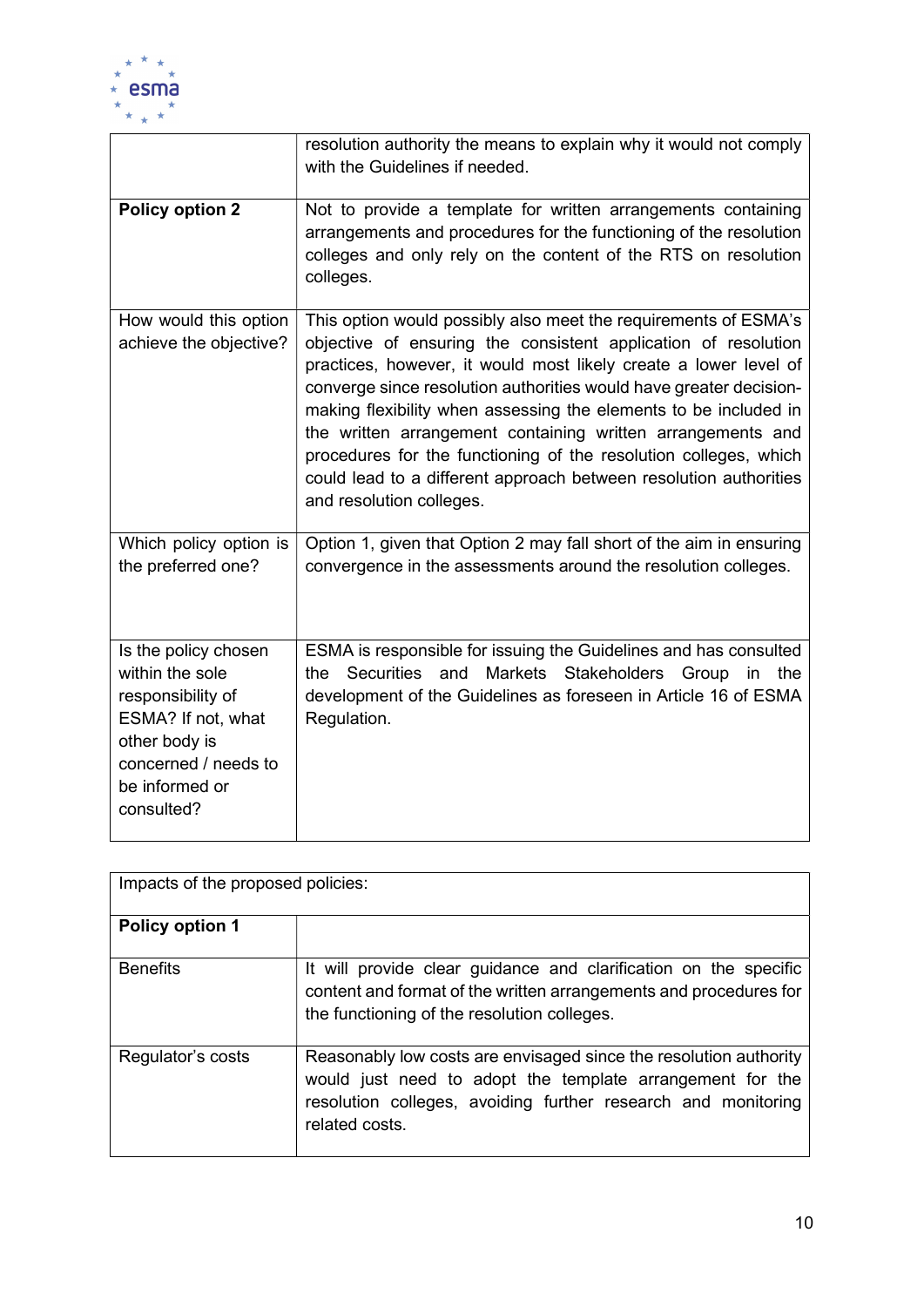| | |
|---|---|
| | resolution authority the means to explain why it would not comply with the Guidelines if needed. |
| **Policy option 2** | Not to provide a template for written arrangements containing arrangements and procedures for the functioning of the resolution colleges and only rely on the content of the RTS on resolution colleges. |
| How would this option achieve the objective? | This option would possibly also meet the requirements of ESMA's objective of ensuring the consistent application of resolution practices, however, it would most likely create a lower level of converge since resolution authorities would have greater decision-making flexibility when assessing the elements to be included in the written arrangement containing written arrangements and procedures for the functioning of the resolution colleges, which could lead to a different approach between resolution authorities and resolution colleges. |
| Which policy option is the preferred one? | Option 1, given that Option 2 may fall short of the aim in ensuring convergence in the assessments around the resolution colleges. |
| Is the policy chosen within the sole responsibility of ESMA? If not, what other body is concerned / needs to be informed or consulted? | ESMA is responsible for issuing the Guidelines and has consulted the Securities and Markets Stakeholders Group in the development of the Guidelines as foreseen in Article 16 of ESMA Regulation. |

| Impacts of the proposed policies: | |
|---|---|
| **Policy option 1** | |
| Benefits | It will provide clear guidance and clarification on the specific content and format of the written arrangements and procedures for the functioning of the resolution colleges. |
| Regulator's costs | Reasonably low costs are envisaged since the resolution authority would just need to adopt the template arrangement for the resolution colleges, avoiding further research and monitoring related costs. |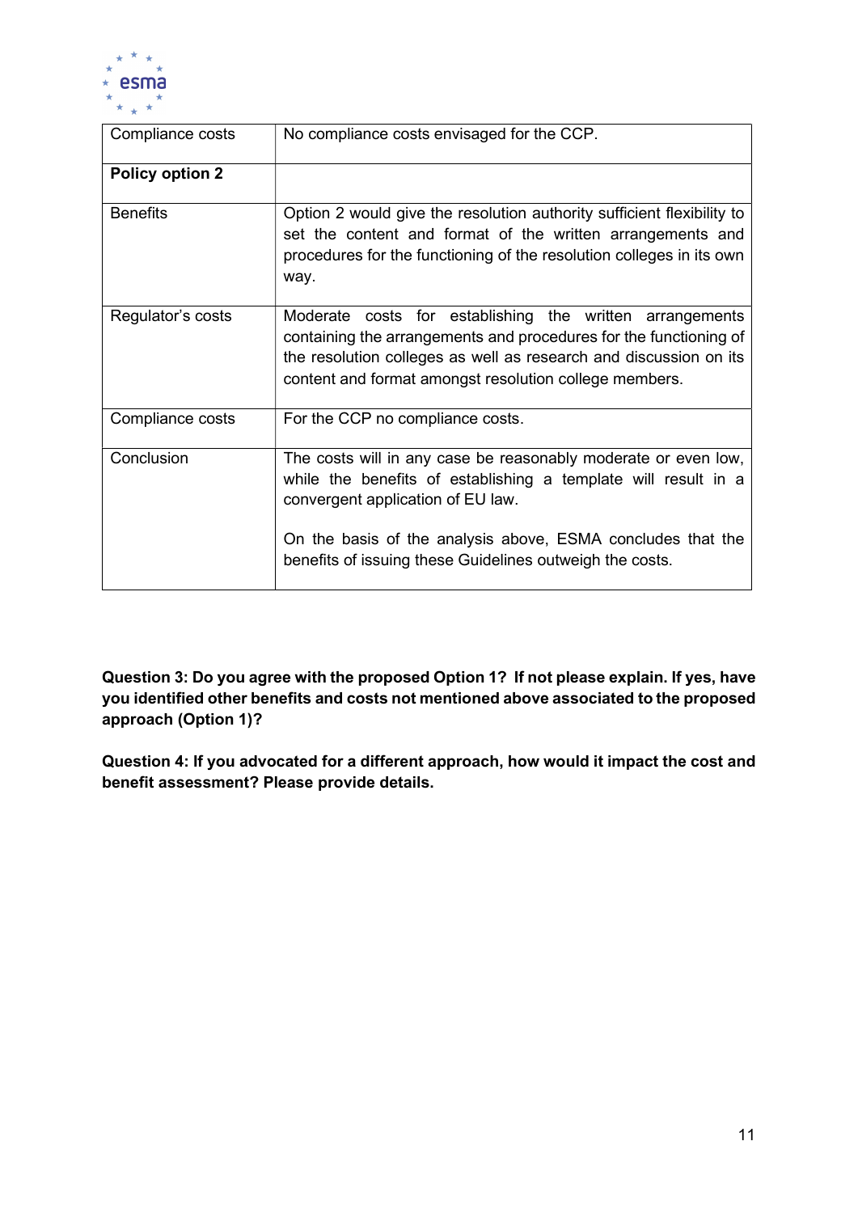| Compliance costs | No compliance costs envisaged for the CCP. |
|---|---|
| **Policy option 2** | |
| Benefits | Option 2 would give the resolution authority sufficient flexibility to set the content and format of the written arrangements and procedures for the functioning of the resolution colleges in its own way. |
| Regulator's costs | Moderate costs for establishing the written arrangements containing the arrangements and procedures for the functioning of the resolution colleges as well as research and discussion on its content and format amongst resolution college members. |
| Compliance costs | For the CCP no compliance costs. |
| Conclusion | The costs will in any case be reasonably moderate or even low, while the benefits of establishing a template will result in a convergent application of EU law.<br><br>On the basis of the analysis above, ESMA concludes that the benefits of issuing these Guidelines outweigh the costs. |

**Question 3: Do you agree with the proposed Option 1? If not please explain. If yes, have you identified other benefits and costs not mentioned above associated to the proposed approach (Option 1)?**

**Question 4: If you advocated for a different approach, how would it impact the cost and benefit assessment? Please provide details.**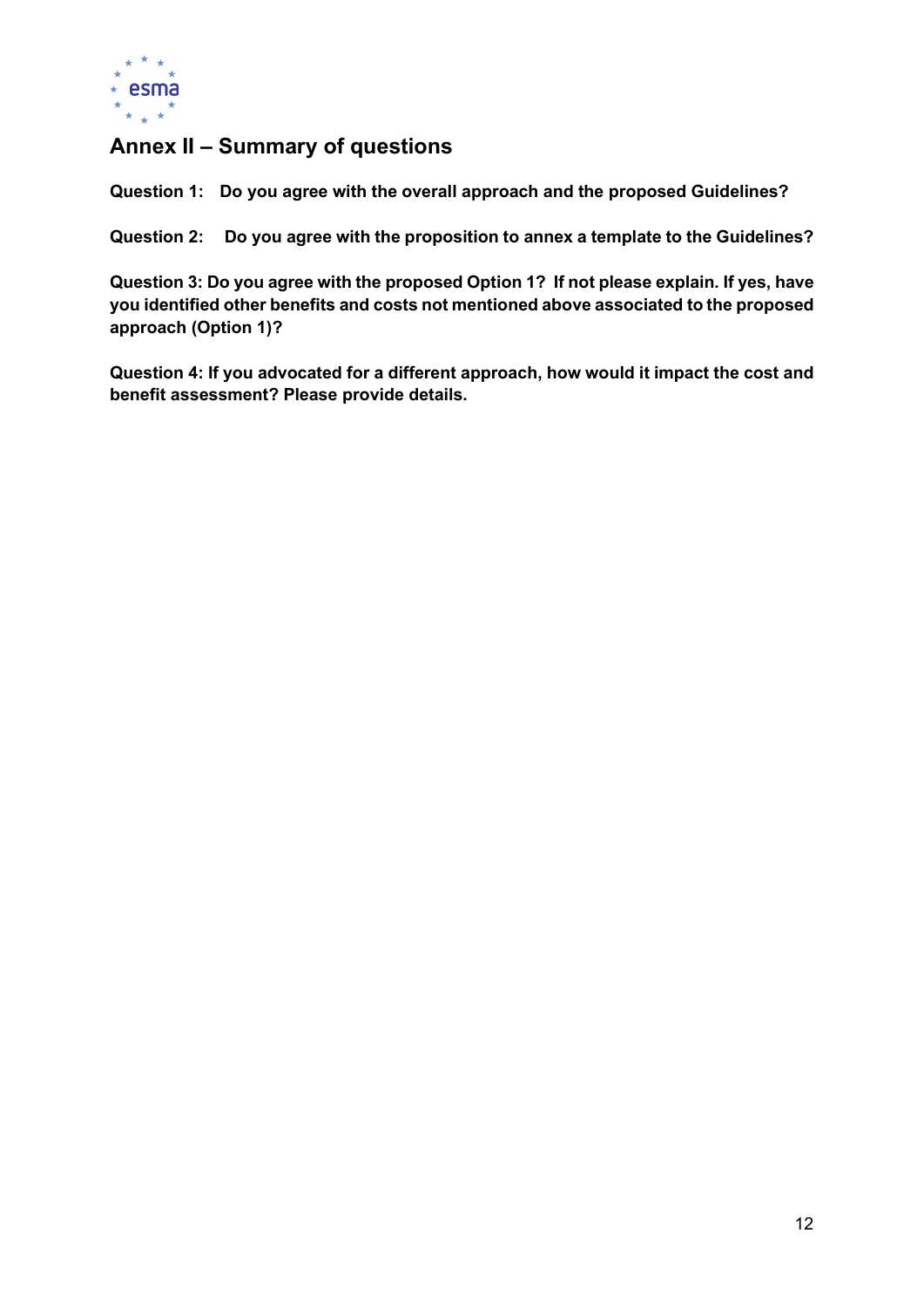## Annex II – Summary of questions

**Question 1: Do you agree with the overall approach and the proposed Guidelines?**

**Question 2: Do you agree with the proposition to annex a template to the Guidelines?**

**Question 3: Do you agree with the proposed Option 1? If not please explain. If yes, have you identified other benefits and costs not mentioned above associated to the proposed approach (Option 1)?**

**Question 4: If you advocated for a different approach, how would it impact the cost and benefit assessment? Please provide details.**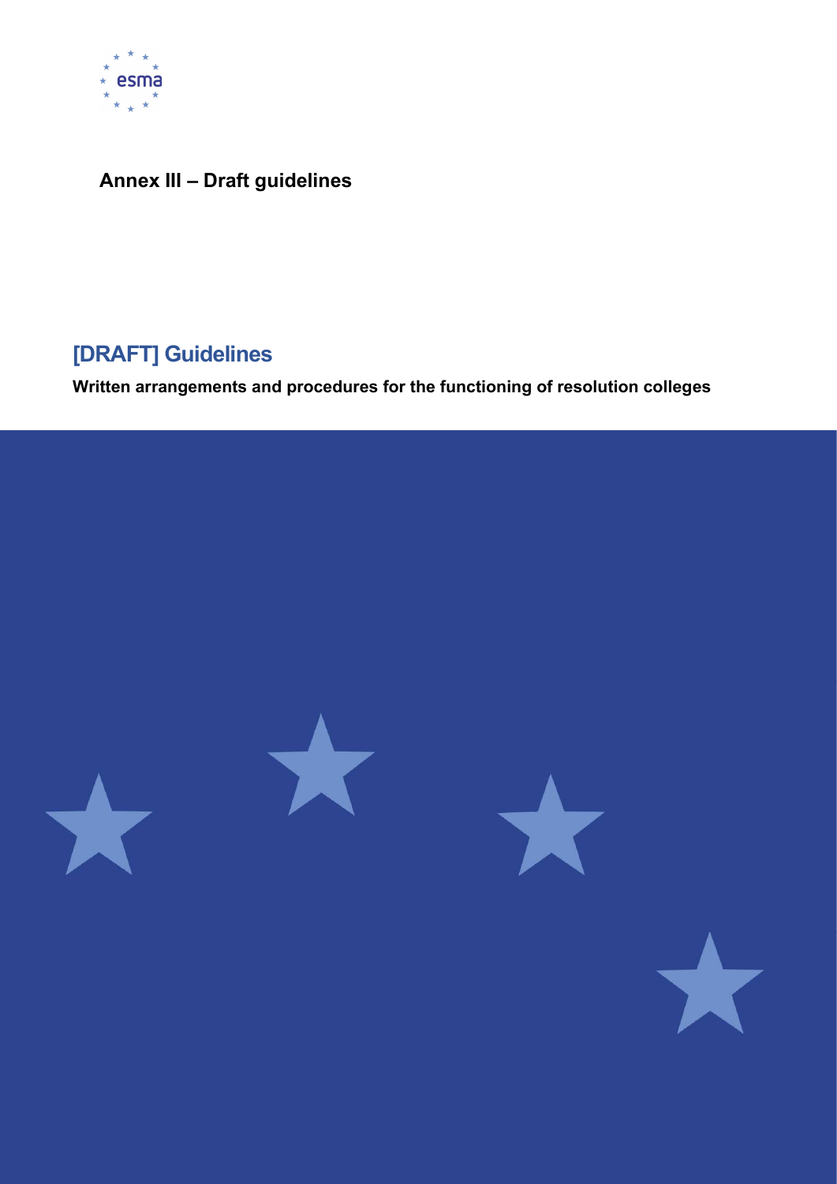# Annex III – Draft guidelines

## [DRAFT] Guidelines

**Written arrangements and procedures for the functioning of resolution colleges**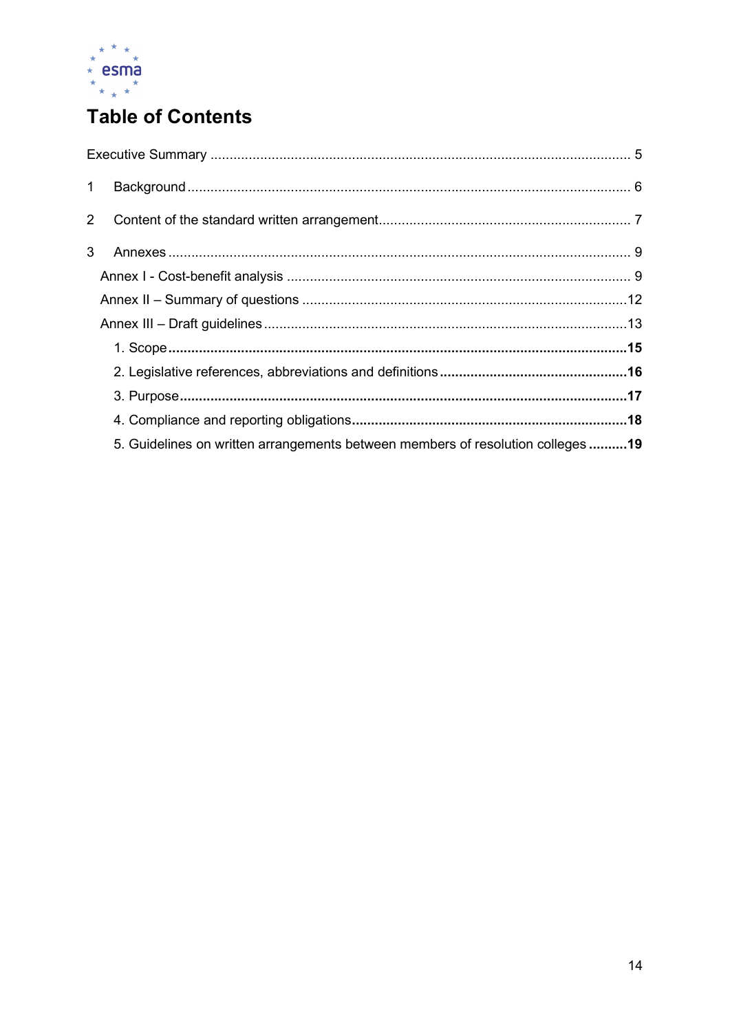# Table of Contents

Executive Summary ............................................................................................................... 5

1 Background ....................................................................................................................... 6

2 Content of the standard written arrangement ..................................................................... 7

3 Annexes ............................................................................................................................ 9

Annex I - Cost-benefit analysis ............................................................................................ 9

Annex II – Summary of questions ....................................................................................... 12

Annex III – Draft guidelines ................................................................................................. 13

1. Scope ............................................................................................................................. **15**

2. Legislative references, abbreviations and definitions ..................................................... **16**

3. Purpose .......................................................................................................................... **17**

4. Compliance and reporting obligations ............................................................................ **18**

5. Guidelines on written arrangements between members of resolution colleges .......... **19**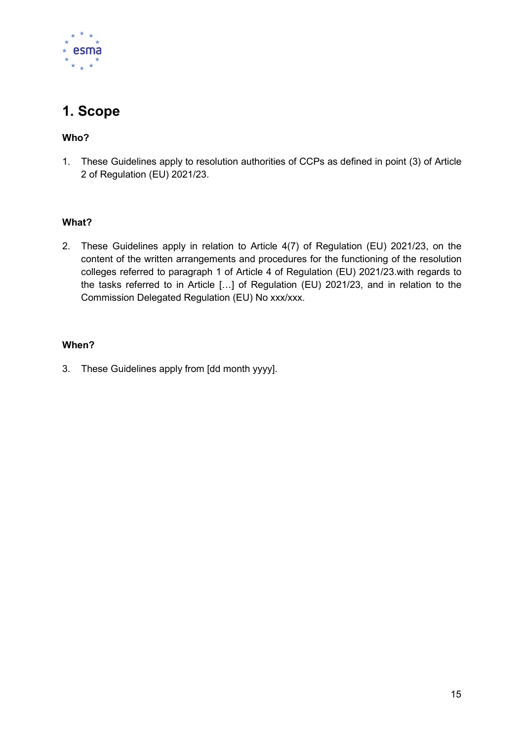# 1. Scope

**Who?**

1. These Guidelines apply to resolution authorities of CCPs as defined in point (3) of Article 2 of Regulation (EU) 2021/23.

**What?**

2. These Guidelines apply in relation to Article 4(7) of Regulation (EU) 2021/23, on the content of the written arrangements and procedures for the functioning of the resolution colleges referred to paragraph 1 of Article 4 of Regulation (EU) 2021/23.with regards to the tasks referred to in Article […] of Regulation (EU) 2021/23, and in relation to the Commission Delegated Regulation (EU) No xxx/xxx.

**When?**

3. These Guidelines apply from [dd month yyyy].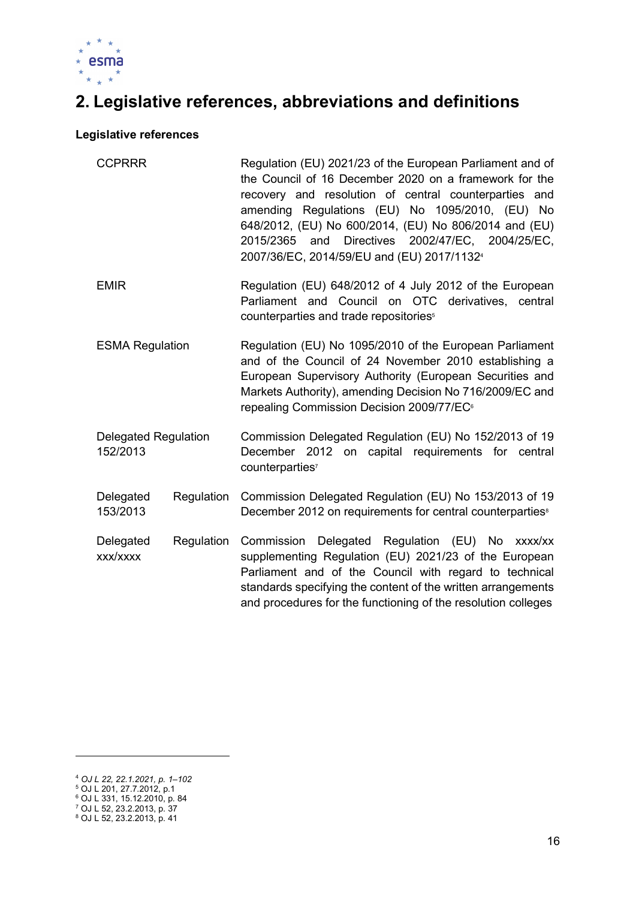## 2. Legislative references, abbreviations and definitions

**Legislative references**

| | |
|---|---|
| CCPRRR | Regulation (EU) 2021/23 of the European Parliament and of the Council of 16 December 2020 on a framework for the recovery and resolution of central counterparties and amending Regulations (EU) No 1095/2010, (EU) No 648/2012, (EU) No 600/2014, (EU) No 806/2014 and (EU) 2015/2365 and Directives 2002/47/EC, 2004/25/EC, 2007/36/EC, 2014/59/EU and (EU) 2017/1132[4] |
| EMIR | Regulation (EU) 648/2012 of 4 July 2012 of the European Parliament and Council on OTC derivatives, central counterparties and trade repositories[5] |
| ESMA Regulation | Regulation (EU) No 1095/2010 of the European Parliament and of the Council of 24 November 2010 establishing a European Supervisory Authority (European Securities and Markets Authority), amending Decision No 716/2009/EC and repealing Commission Decision 2009/77/EC[6] |
| Delegated Regulation 152/2013 | Commission Delegated Regulation (EU) No 152/2013 of 19 December 2012 on capital requirements for central counterparties[7] |
| Delegated Regulation 153/2013 | Commission Delegated Regulation (EU) No 153/2013 of 19 December 2012 on requirements for central counterparties[8] |
| Delegated Regulation xxx/xxxx | Commission Delegated Regulation (EU) No xxxx/xx supplementing Regulation (EU) 2021/23 of the European Parliament and of the Council with regard to technical standards specifying the content of the written arrangements and procedures for the functioning of the resolution colleges |

[4] *OJ L 22, 22.1.2021, p. 1–102*
[5] OJ L 201, 27.7.2012, p.1
[6] OJ L 331, 15.12.2010, p. 84
[7] OJ L 52, 23.2.2013, p. 37
[8] OJ L 52, 23.2.2013, p. 41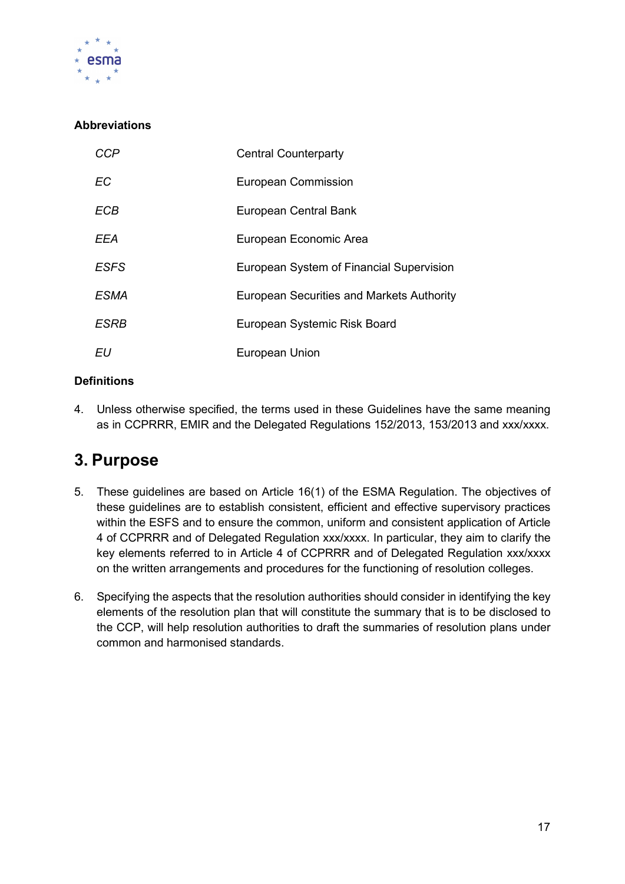**Abbreviations**

| | |
|---|---|
| *CCP* | Central Counterparty |
| *EC* | European Commission |
| *ECB* | European Central Bank |
| *EEA* | European Economic Area |
| *ESFS* | European System of Financial Supervision |
| *ESMA* | European Securities and Markets Authority |
| *ESRB* | European Systemic Risk Board |
| *EU* | European Union |

**Definitions**

4. Unless otherwise specified, the terms used in these Guidelines have the same meaning as in CCPRRR, EMIR and the Delegated Regulations 152/2013, 153/2013 and xxx/xxxx.

## 3. Purpose

5. These guidelines are based on Article 16(1) of the ESMA Regulation. The objectives of these guidelines are to establish consistent, efficient and effective supervisory practices within the ESFS and to ensure the common, uniform and consistent application of Article 4 of CCPRRR and of Delegated Regulation xxx/xxxx. In particular, they aim to clarify the key elements referred to in Article 4 of CCPRRR and of Delegated Regulation xxx/xxxx on the written arrangements and procedures for the functioning of resolution colleges.

6. Specifying the aspects that the resolution authorities should consider in identifying the key elements of the resolution plan that will constitute the summary that is to be disclosed to the CCP, will help resolution authorities to draft the summaries of resolution plans under common and harmonised standards.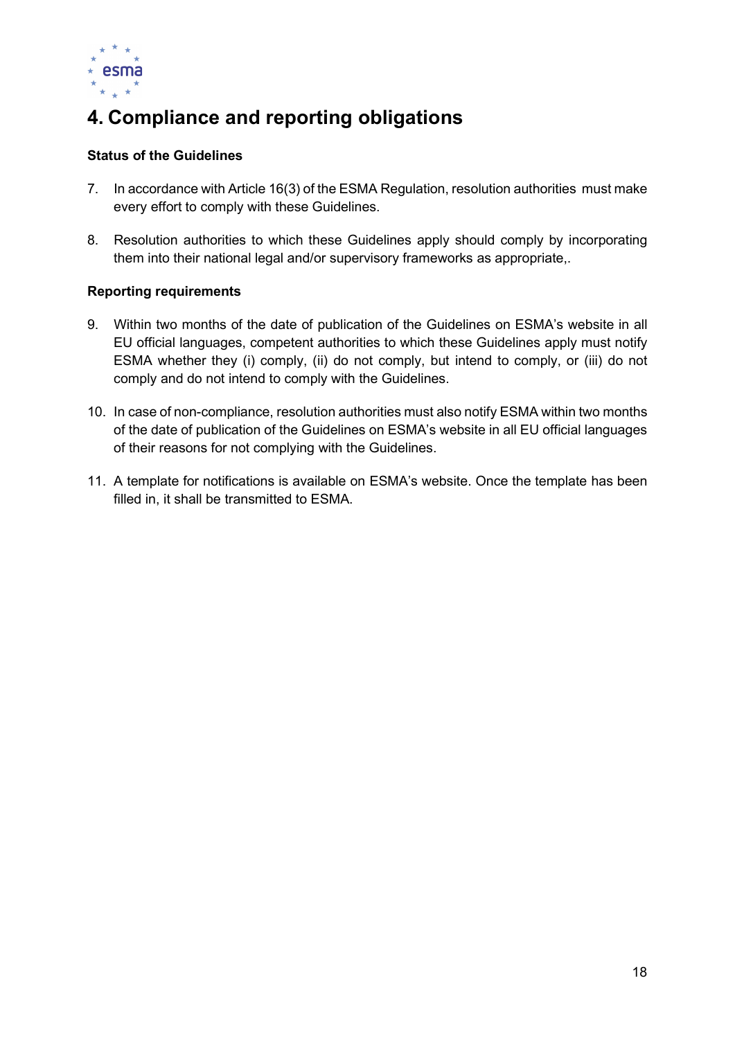# 4. Compliance and reporting obligations

**Status of the Guidelines**

7. In accordance with Article 16(3) of the ESMA Regulation, resolution authorities must make every effort to comply with these Guidelines.

8. Resolution authorities to which these Guidelines apply should comply by incorporating them into their national legal and/or supervisory frameworks as appropriate,.

**Reporting requirements**

9. Within two months of the date of publication of the Guidelines on ESMA's website in all EU official languages, competent authorities to which these Guidelines apply must notify ESMA whether they (i) comply, (ii) do not comply, but intend to comply, or (iii) do not comply and do not intend to comply with the Guidelines.

10. In case of non-compliance, resolution authorities must also notify ESMA within two months of the date of publication of the Guidelines on ESMA's website in all EU official languages of their reasons for not complying with the Guidelines.

11. A template for notifications is available on ESMA's website. Once the template has been filled in, it shall be transmitted to ESMA.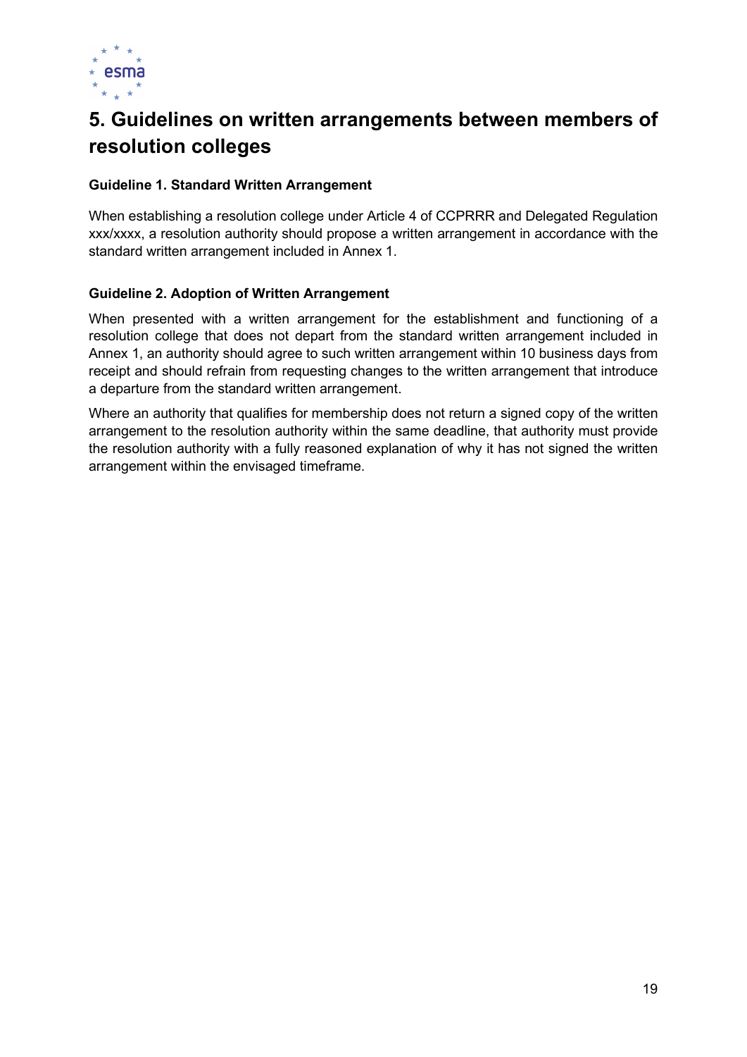# 5. Guidelines on written arrangements between members of resolution colleges

**Guideline 1. Standard Written Arrangement**

When establishing a resolution college under Article 4 of CCPRRR and Delegated Regulation xxx/xxxx, a resolution authority should propose a written arrangement in accordance with the standard written arrangement included in Annex 1.

**Guideline 2. Adoption of Written Arrangement**

When presented with a written arrangement for the establishment and functioning of a resolution college that does not depart from the standard written arrangement included in Annex 1, an authority should agree to such written arrangement within 10 business days from receipt and should refrain from requesting changes to the written arrangement that introduce a departure from the standard written arrangement.

Where an authority that qualifies for membership does not return a signed copy of the written arrangement to the resolution authority within the same deadline, that authority must provide the resolution authority with a fully reasoned explanation of why it has not signed the written arrangement within the envisaged timeframe.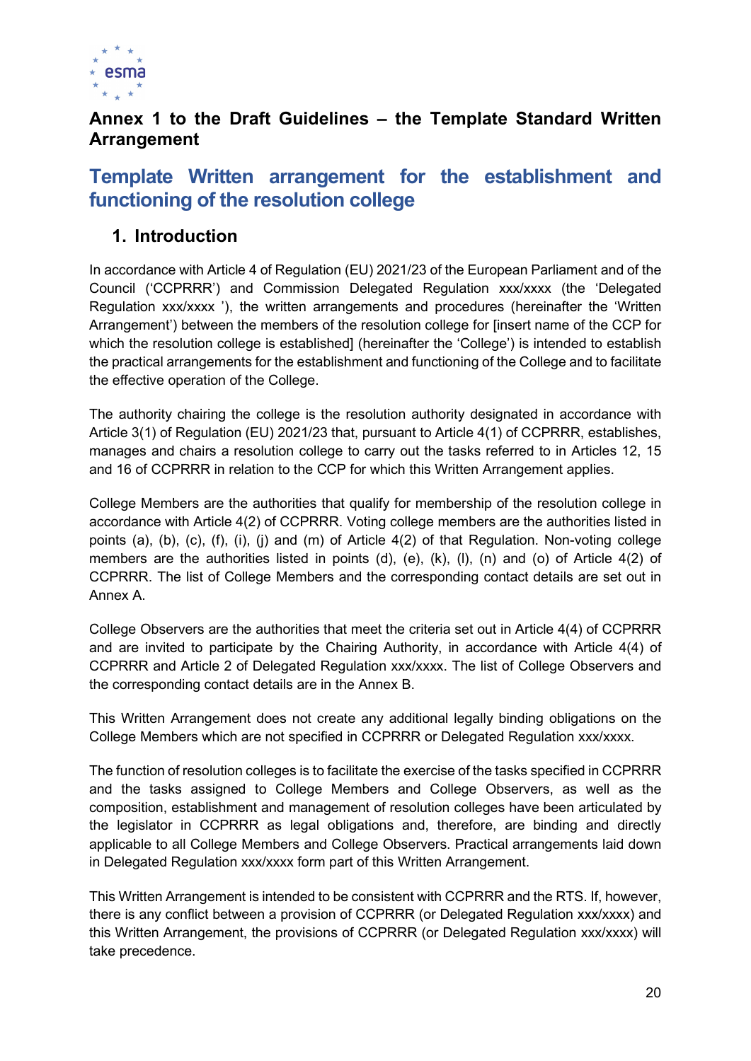## Annex 1 to the Draft Guidelines – the Template Standard Written Arrangement

# Template Written arrangement for the establishment and functioning of the resolution college

## 1. Introduction

In accordance with Article 4 of Regulation (EU) 2021/23 of the European Parliament and of the Council ('CCPRRR') and Commission Delegated Regulation xxx/xxxx (the 'Delegated Regulation xxx/xxxx '), the written arrangements and procedures (hereinafter the 'Written Arrangement') between the members of the resolution college for [insert name of the CCP for which the resolution college is established] (hereinafter the 'College') is intended to establish the practical arrangements for the establishment and functioning of the College and to facilitate the effective operation of the College.

The authority chairing the college is the resolution authority designated in accordance with Article 3(1) of Regulation (EU) 2021/23 that, pursuant to Article 4(1) of CCPRRR, establishes, manages and chairs a resolution college to carry out the tasks referred to in Articles 12, 15 and 16 of CCPRRR in relation to the CCP for which this Written Arrangement applies.

College Members are the authorities that qualify for membership of the resolution college in accordance with Article 4(2) of CCPRRR. Voting college members are the authorities listed in points (a), (b), (c), (f), (i), (j) and (m) of Article 4(2) of that Regulation. Non-voting college members are the authorities listed in points (d), (e), (k), (l), (n) and (o) of Article 4(2) of CCPRRR. The list of College Members and the corresponding contact details are set out in Annex A.

College Observers are the authorities that meet the criteria set out in Article 4(4) of CCPRRR and are invited to participate by the Chairing Authority, in accordance with Article 4(4) of CCPRRR and Article 2 of Delegated Regulation xxx/xxxx. The list of College Observers and the corresponding contact details are in the Annex B.

This Written Arrangement does not create any additional legally binding obligations on the College Members which are not specified in CCPRRR or Delegated Regulation xxx/xxxx.

The function of resolution colleges is to facilitate the exercise of the tasks specified in CCPRRR and the tasks assigned to College Members and College Observers, as well as the composition, establishment and management of resolution colleges have been articulated by the legislator in CCPRRR as legal obligations and, therefore, are binding and directly applicable to all College Members and College Observers. Practical arrangements laid down in Delegated Regulation xxx/xxxx form part of this Written Arrangement.

This Written Arrangement is intended to be consistent with CCPRRR and the RTS. If, however, there is any conflict between a provision of CCPRRR (or Delegated Regulation xxx/xxxx) and this Written Arrangement, the provisions of CCPRRR (or Delegated Regulation xxx/xxxx) will take precedence.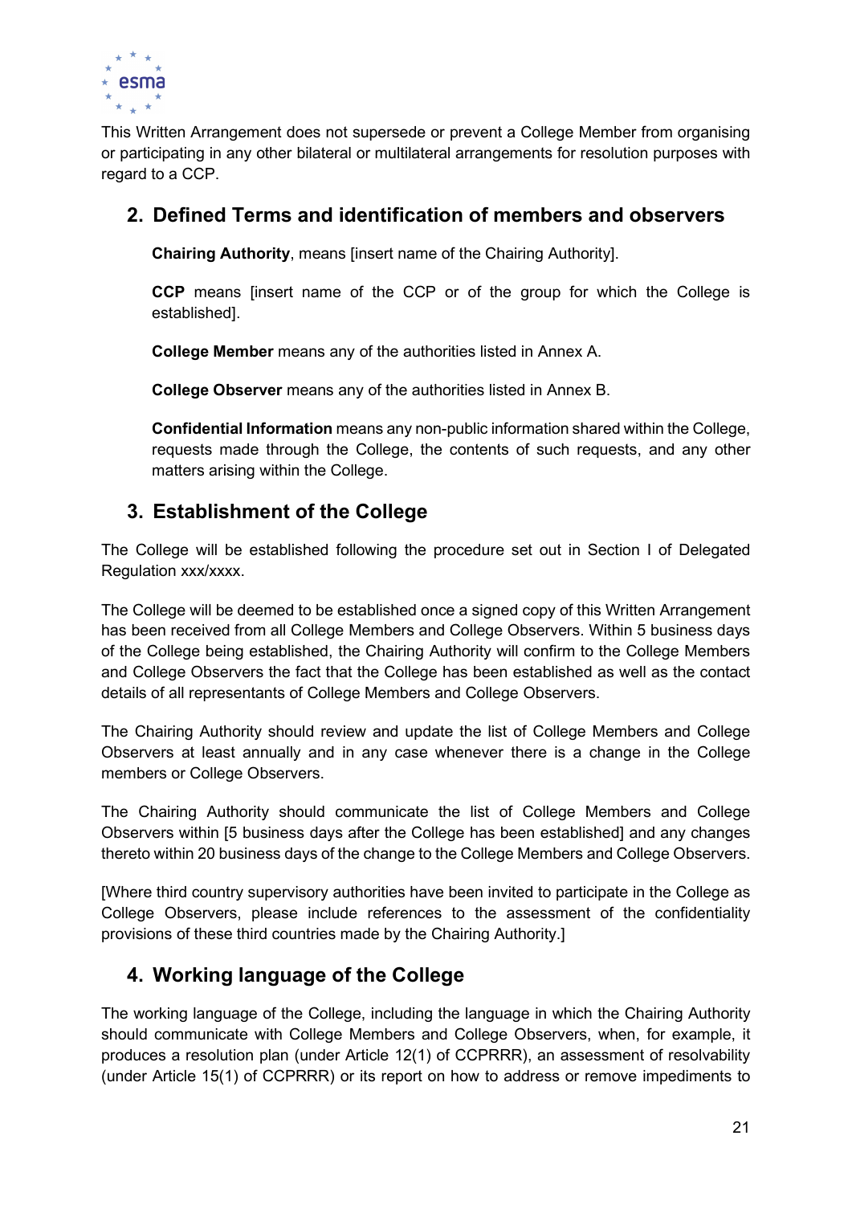This Written Arrangement does not supersede or prevent a College Member from organising or participating in any other bilateral or multilateral arrangements for resolution purposes with regard to a CCP.

## 2. Defined Terms and identification of members and observers

**Chairing Authority**, means [insert name of the Chairing Authority].

**CCP** means [insert name of the CCP or of the group for which the College is established].

**College Member** means any of the authorities listed in Annex A.

**College Observer** means any of the authorities listed in Annex B.

**Confidential Information** means any non-public information shared within the College, requests made through the College, the contents of such requests, and any other matters arising within the College.

## 3. Establishment of the College

The College will be established following the procedure set out in Section I of Delegated Regulation xxx/xxxx.

The College will be deemed to be established once a signed copy of this Written Arrangement has been received from all College Members and College Observers. Within 5 business days of the College being established, the Chairing Authority will confirm to the College Members and College Observers the fact that the College has been established as well as the contact details of all representants of College Members and College Observers.

The Chairing Authority should review and update the list of College Members and College Observers at least annually and in any case whenever there is a change in the College members or College Observers.

The Chairing Authority should communicate the list of College Members and College Observers within [5 business days after the College has been established] and any changes thereto within 20 business days of the change to the College Members and College Observers.

[Where third country supervisory authorities have been invited to participate in the College as College Observers, please include references to the assessment of the confidentiality provisions of these third countries made by the Chairing Authority.]

## 4. Working language of the College

The working language of the College, including the language in which the Chairing Authority should communicate with College Members and College Observers, when, for example, it produces a resolution plan (under Article 12(1) of CCPRRR), an assessment of resolvability (under Article 15(1) of CCPRRR) or its report on how to address or remove impediments to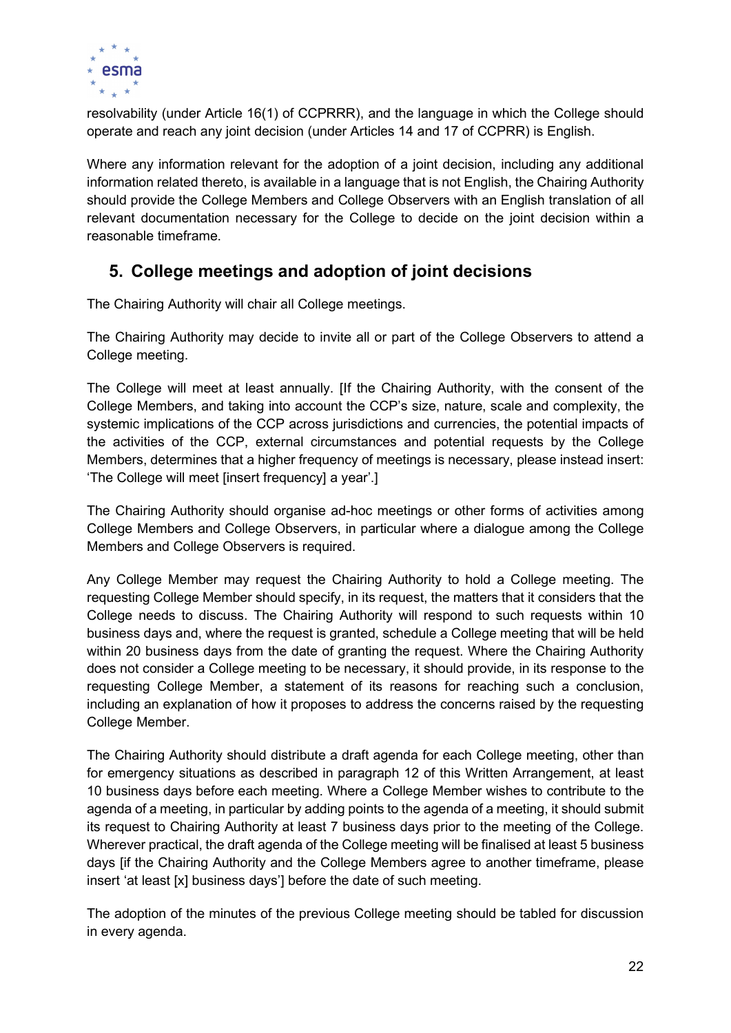resolvability (under Article 16(1) of CCPRRR), and the language in which the College should operate and reach any joint decision (under Articles 14 and 17 of CCPRR) is English.

Where any information relevant for the adoption of a joint decision, including any additional information related thereto, is available in a language that is not English, the Chairing Authority should provide the College Members and College Observers with an English translation of all relevant documentation necessary for the College to decide on the joint decision within a reasonable timeframe.

## 5. College meetings and adoption of joint decisions

The Chairing Authority will chair all College meetings.

The Chairing Authority may decide to invite all or part of the College Observers to attend a College meeting.

The College will meet at least annually. [If the Chairing Authority, with the consent of the College Members, and taking into account the CCP's size, nature, scale and complexity, the systemic implications of the CCP across jurisdictions and currencies, the potential impacts of the activities of the CCP, external circumstances and potential requests by the College Members, determines that a higher frequency of meetings is necessary, please instead insert: 'The College will meet [insert frequency] a year'.]

The Chairing Authority should organise ad-hoc meetings or other forms of activities among College Members and College Observers, in particular where a dialogue among the College Members and College Observers is required.

Any College Member may request the Chairing Authority to hold a College meeting. The requesting College Member should specify, in its request, the matters that it considers that the College needs to discuss. The Chairing Authority will respond to such requests within 10 business days and, where the request is granted, schedule a College meeting that will be held within 20 business days from the date of granting the request. Where the Chairing Authority does not consider a College meeting to be necessary, it should provide, in its response to the requesting College Member, a statement of its reasons for reaching such a conclusion, including an explanation of how it proposes to address the concerns raised by the requesting College Member.

The Chairing Authority should distribute a draft agenda for each College meeting, other than for emergency situations as described in paragraph 12 of this Written Arrangement, at least 10 business days before each meeting. Where a College Member wishes to contribute to the agenda of a meeting, in particular by adding points to the agenda of a meeting, it should submit its request to Chairing Authority at least 7 business days prior to the meeting of the College. Wherever practical, the draft agenda of the College meeting will be finalised at least 5 business days [if the Chairing Authority and the College Members agree to another timeframe, please insert 'at least [x] business days'] before the date of such meeting.

The adoption of the minutes of the previous College meeting should be tabled for discussion in every agenda.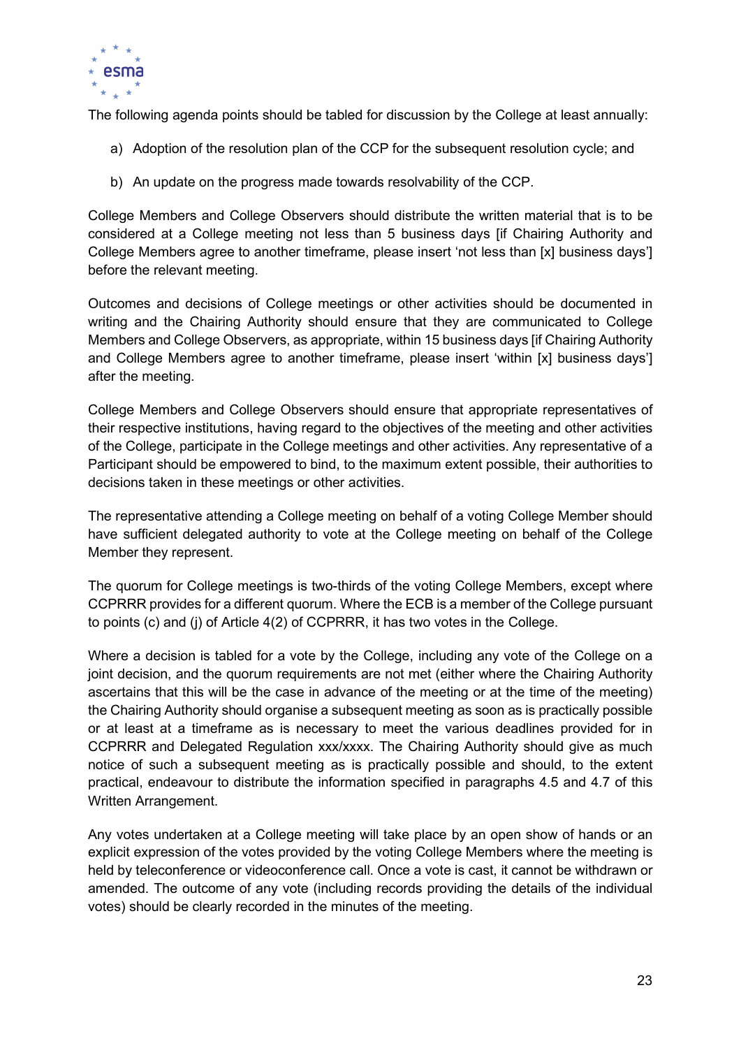The following agenda points should be tabled for discussion by the College at least annually:

a) Adoption of the resolution plan of the CCP for the subsequent resolution cycle; and

b) An update on the progress made towards resolvability of the CCP.

College Members and College Observers should distribute the written material that is to be considered at a College meeting not less than 5 business days [if Chairing Authority and College Members agree to another timeframe, please insert 'not less than [x] business days'] before the relevant meeting.

Outcomes and decisions of College meetings or other activities should be documented in writing and the Chairing Authority should ensure that they are communicated to College Members and College Observers, as appropriate, within 15 business days [if Chairing Authority and College Members agree to another timeframe, please insert 'within [x] business days'] after the meeting.

College Members and College Observers should ensure that appropriate representatives of their respective institutions, having regard to the objectives of the meeting and other activities of the College, participate in the College meetings and other activities. Any representative of a Participant should be empowered to bind, to the maximum extent possible, their authorities to decisions taken in these meetings or other activities.

The representative attending a College meeting on behalf of a voting College Member should have sufficient delegated authority to vote at the College meeting on behalf of the College Member they represent.

The quorum for College meetings is two-thirds of the voting College Members, except where CCPRRR provides for a different quorum. Where the ECB is a member of the College pursuant to points (c) and (j) of Article 4(2) of CCPRRR, it has two votes in the College.

Where a decision is tabled for a vote by the College, including any vote of the College on a joint decision, and the quorum requirements are not met (either where the Chairing Authority ascertains that this will be the case in advance of the meeting or at the time of the meeting) the Chairing Authority should organise a subsequent meeting as soon as is practically possible or at least at a timeframe as is necessary to meet the various deadlines provided for in CCPRRR and Delegated Regulation xxx/xxxx. The Chairing Authority should give as much notice of such a subsequent meeting as is practically possible and should, to the extent practical, endeavour to distribute the information specified in paragraphs 4.5 and 4.7 of this Written Arrangement.

Any votes undertaken at a College meeting will take place by an open show of hands or an explicit expression of the votes provided by the voting College Members where the meeting is held by teleconference or videoconference call. Once a vote is cast, it cannot be withdrawn or amended. The outcome of any vote (including records providing the details of the individual votes) should be clearly recorded in the minutes of the meeting.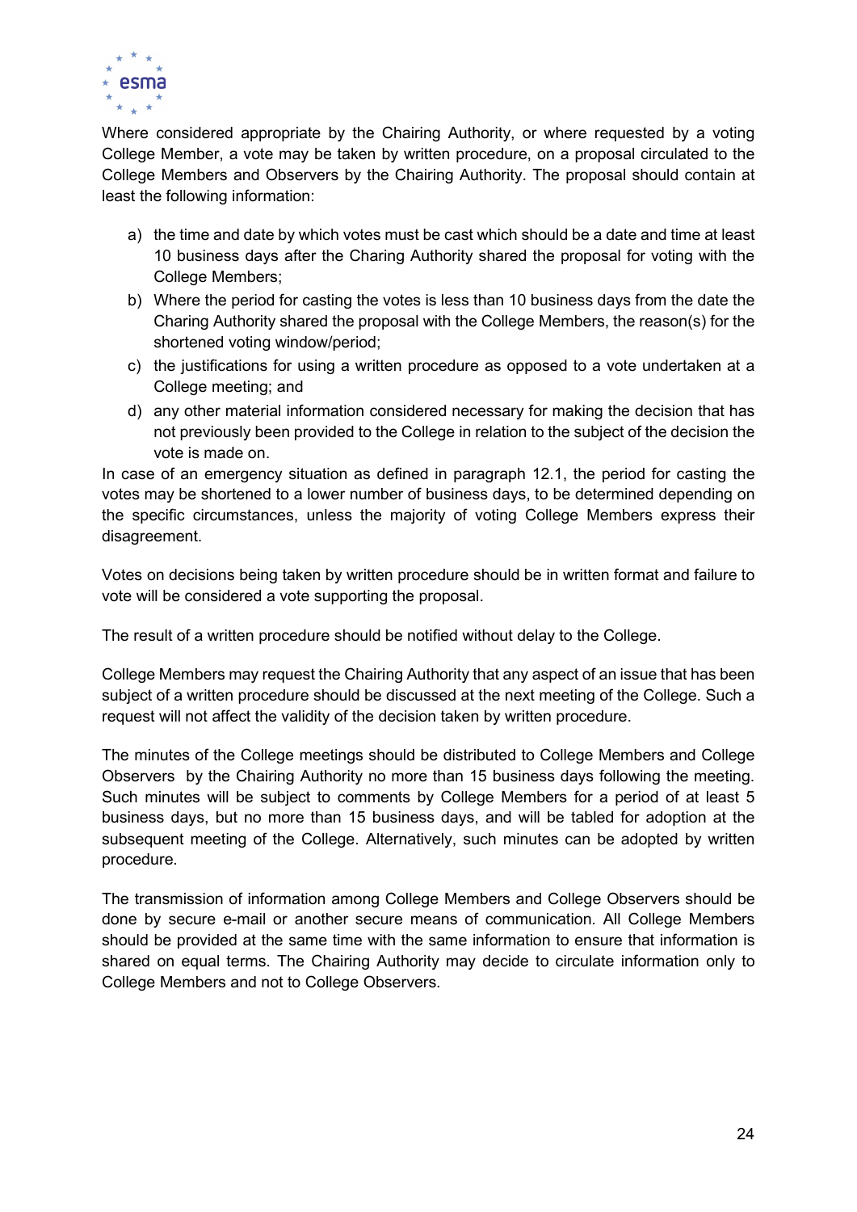Where considered appropriate by the Chairing Authority, or where requested by a voting College Member, a vote may be taken by written procedure, on a proposal circulated to the College Members and Observers by the Chairing Authority. The proposal should contain at least the following information:

a) the time and date by which votes must be cast which should be a date and time at least 10 business days after the Charing Authority shared the proposal for voting with the College Members;
b) Where the period for casting the votes is less than 10 business days from the date the Charing Authority shared the proposal with the College Members, the reason(s) for the shortened voting window/period;
c) the justifications for using a written procedure as opposed to a vote undertaken at a College meeting; and
d) any other material information considered necessary for making the decision that has not previously been provided to the College in relation to the subject of the decision the vote is made on.

In case of an emergency situation as defined in paragraph 12.1, the period for casting the votes may be shortened to a lower number of business days, to be determined depending on the specific circumstances, unless the majority of voting College Members express their disagreement.

Votes on decisions being taken by written procedure should be in written format and failure to vote will be considered a vote supporting the proposal.

The result of a written procedure should be notified without delay to the College.

College Members may request the Chairing Authority that any aspect of an issue that has been subject of a written procedure should be discussed at the next meeting of the College. Such a request will not affect the validity of the decision taken by written procedure.

The minutes of the College meetings should be distributed to College Members and College Observers by the Chairing Authority no more than 15 business days following the meeting. Such minutes will be subject to comments by College Members for a period of at least 5 business days, but no more than 15 business days, and will be tabled for adoption at the subsequent meeting of the College. Alternatively, such minutes can be adopted by written procedure.

The transmission of information among College Members and College Observers should be done by secure e-mail or another secure means of communication. All College Members should be provided at the same time with the same information to ensure that information is shared on equal terms. The Chairing Authority may decide to circulate information only to College Members and not to College Observers.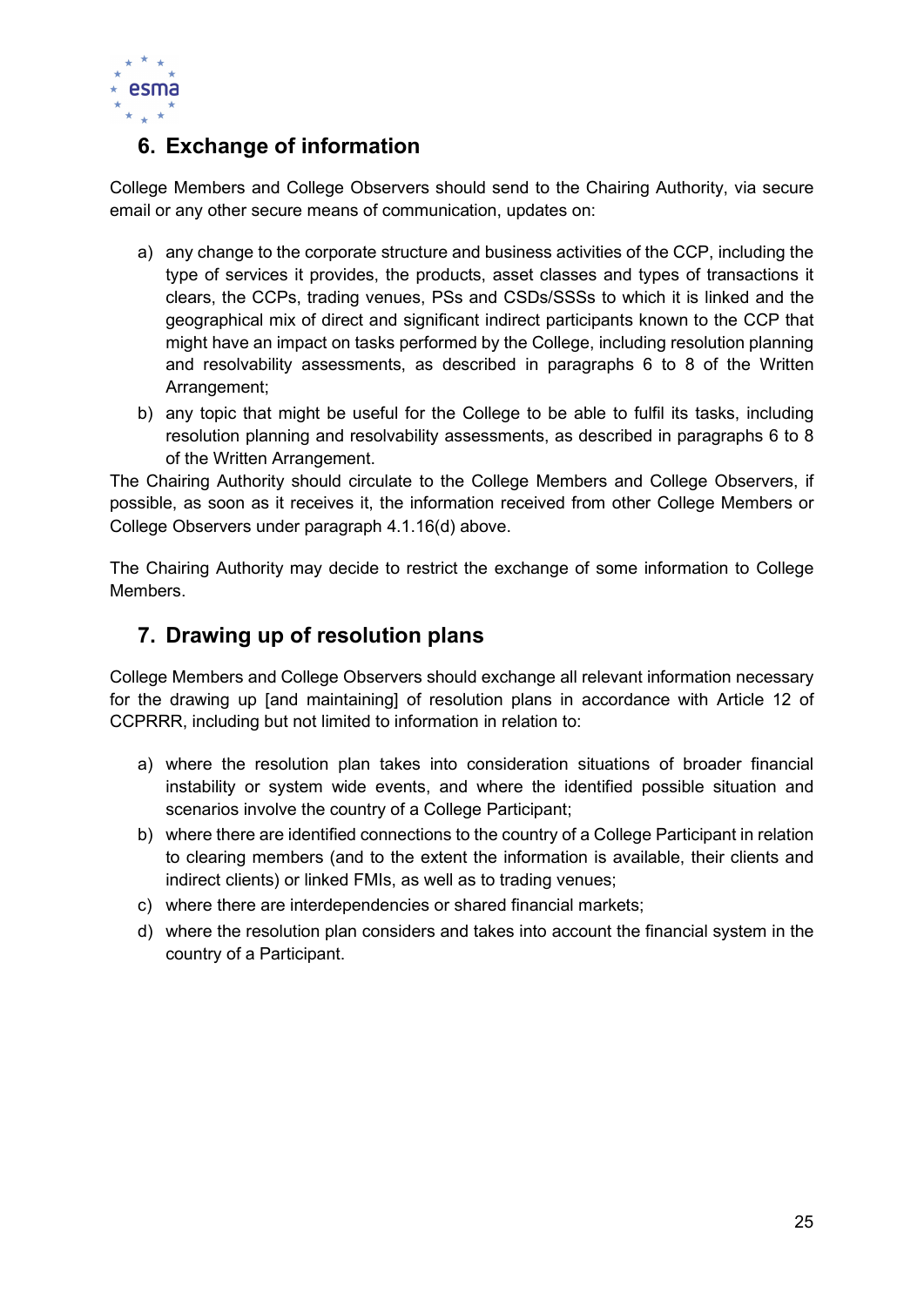## 6. Exchange of information

College Members and College Observers should send to the Chairing Authority, via secure email or any other secure means of communication, updates on:

a) any change to the corporate structure and business activities of the CCP, including the type of services it provides, the products, asset classes and types of transactions it clears, the CCPs, trading venues, PSs and CSDs/SSSs to which it is linked and the geographical mix of direct and significant indirect participants known to the CCP that might have an impact on tasks performed by the College, including resolution planning and resolvability assessments, as described in paragraphs 6 to 8 of the Written Arrangement;

b) any topic that might be useful for the College to be able to fulfil its tasks, including resolution planning and resolvability assessments, as described in paragraphs 6 to 8 of the Written Arrangement.

The Chairing Authority should circulate to the College Members and College Observers, if possible, as soon as it receives it, the information received from other College Members or College Observers under paragraph 4.1.16(d) above.

The Chairing Authority may decide to restrict the exchange of some information to College Members.

## 7. Drawing up of resolution plans

College Members and College Observers should exchange all relevant information necessary for the drawing up [and maintaining] of resolution plans in accordance with Article 12 of CCPRRR, including but not limited to information in relation to:

a) where the resolution plan takes into consideration situations of broader financial instability or system wide events, and where the identified possible situation and scenarios involve the country of a College Participant;

b) where there are identified connections to the country of a College Participant in relation to clearing members (and to the extent the information is available, their clients and indirect clients) or linked FMIs, as well as to trading venues;

c) where there are interdependencies or shared financial markets;

d) where the resolution plan considers and takes into account the financial system in the country of a Participant.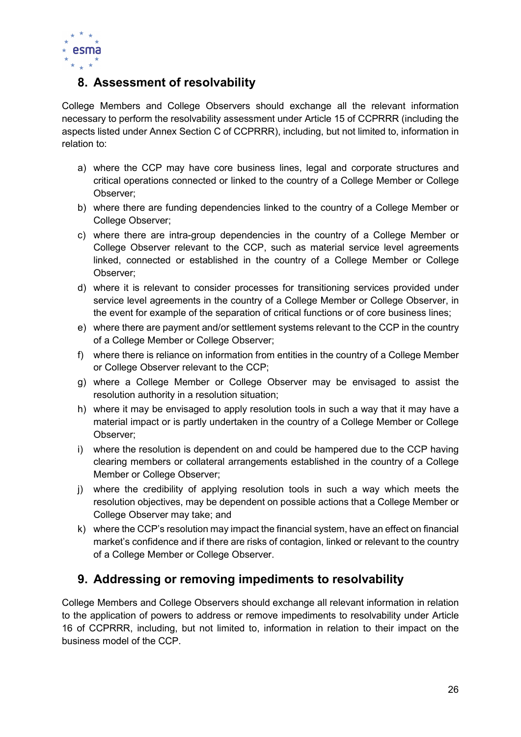## 8. Assessment of resolvability

College Members and College Observers should exchange all the relevant information necessary to perform the resolvability assessment under Article 15 of CCPRRR (including the aspects listed under Annex Section C of CCPRRR), including, but not limited to, information in relation to:

a) where the CCP may have core business lines, legal and corporate structures and critical operations connected or linked to the country of a College Member or College Observer;
b) where there are funding dependencies linked to the country of a College Member or College Observer;
c) where there are intra-group dependencies in the country of a College Member or College Observer relevant to the CCP, such as material service level agreements linked, connected or established in the country of a College Member or College Observer;
d) where it is relevant to consider processes for transitioning services provided under service level agreements in the country of a College Member or College Observer, in the event for example of the separation of critical functions or of core business lines;
e) where there are payment and/or settlement systems relevant to the CCP in the country of a College Member or College Observer;
f) where there is reliance on information from entities in the country of a College Member or College Observer relevant to the CCP;
g) where a College Member or College Observer may be envisaged to assist the resolution authority in a resolution situation;
h) where it may be envisaged to apply resolution tools in such a way that it may have a material impact or is partly undertaken in the country of a College Member or College Observer;
i) where the resolution is dependent on and could be hampered due to the CCP having clearing members or collateral arrangements established in the country of a College Member or College Observer;
j) where the credibility of applying resolution tools in such a way which meets the resolution objectives, may be dependent on possible actions that a College Member or College Observer may take; and
k) where the CCP's resolution may impact the financial system, have an effect on financial market's confidence and if there are risks of contagion, linked or relevant to the country of a College Member or College Observer.

## 9. Addressing or removing impediments to resolvability

College Members and College Observers should exchange all relevant information in relation to the application of powers to address or remove impediments to resolvability under Article 16 of CCPRRR, including, but not limited to, information in relation to their impact on the business model of the CCP.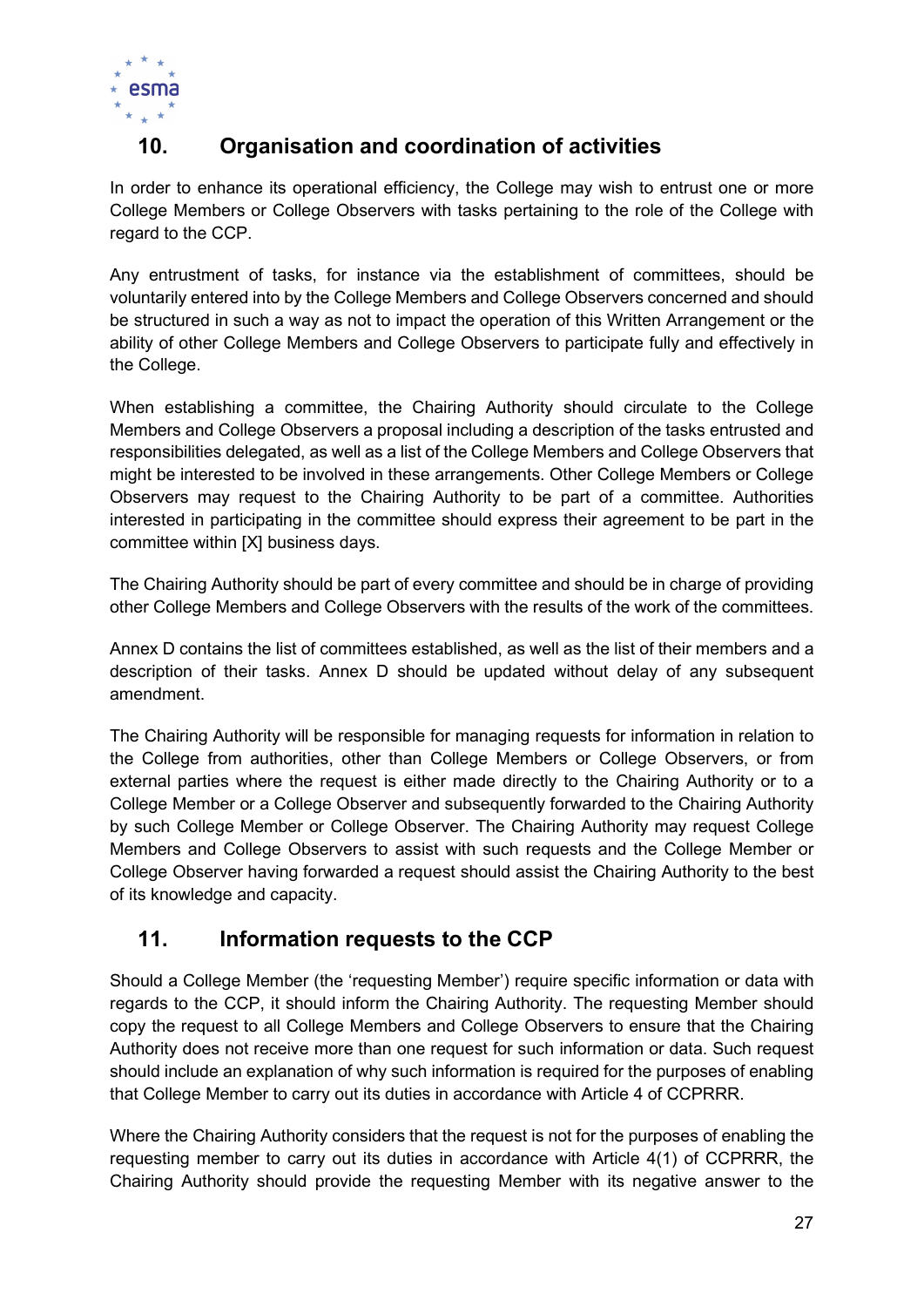## 10. Organisation and coordination of activities

In order to enhance its operational efficiency, the College may wish to entrust one or more College Members or College Observers with tasks pertaining to the role of the College with regard to the CCP.

Any entrustment of tasks, for instance via the establishment of committees, should be voluntarily entered into by the College Members and College Observers concerned and should be structured in such a way as not to impact the operation of this Written Arrangement or the ability of other College Members and College Observers to participate fully and effectively in the College.

When establishing a committee, the Chairing Authority should circulate to the College Members and College Observers a proposal including a description of the tasks entrusted and responsibilities delegated, as well as a list of the College Members and College Observers that might be interested to be involved in these arrangements. Other College Members or College Observers may request to the Chairing Authority to be part of a committee. Authorities interested in participating in the committee should express their agreement to be part in the committee within [X] business days.

The Chairing Authority should be part of every committee and should be in charge of providing other College Members and College Observers with the results of the work of the committees.

Annex D contains the list of committees established, as well as the list of their members and a description of their tasks. Annex D should be updated without delay of any subsequent amendment.

The Chairing Authority will be responsible for managing requests for information in relation to the College from authorities, other than College Members or College Observers, or from external parties where the request is either made directly to the Chairing Authority or to a College Member or a College Observer and subsequently forwarded to the Chairing Authority by such College Member or College Observer. The Chairing Authority may request College Members and College Observers to assist with such requests and the College Member or College Observer having forwarded a request should assist the Chairing Authority to the best of its knowledge and capacity.

## 11. Information requests to the CCP

Should a College Member (the 'requesting Member') require specific information or data with regards to the CCP, it should inform the Chairing Authority. The requesting Member should copy the request to all College Members and College Observers to ensure that the Chairing Authority does not receive more than one request for such information or data. Such request should include an explanation of why such information is required for the purposes of enabling that College Member to carry out its duties in accordance with Article 4 of CCPRRR.

Where the Chairing Authority considers that the request is not for the purposes of enabling the requesting member to carry out its duties in accordance with Article 4(1) of CCPRRR, the Chairing Authority should provide the requesting Member with its negative answer to the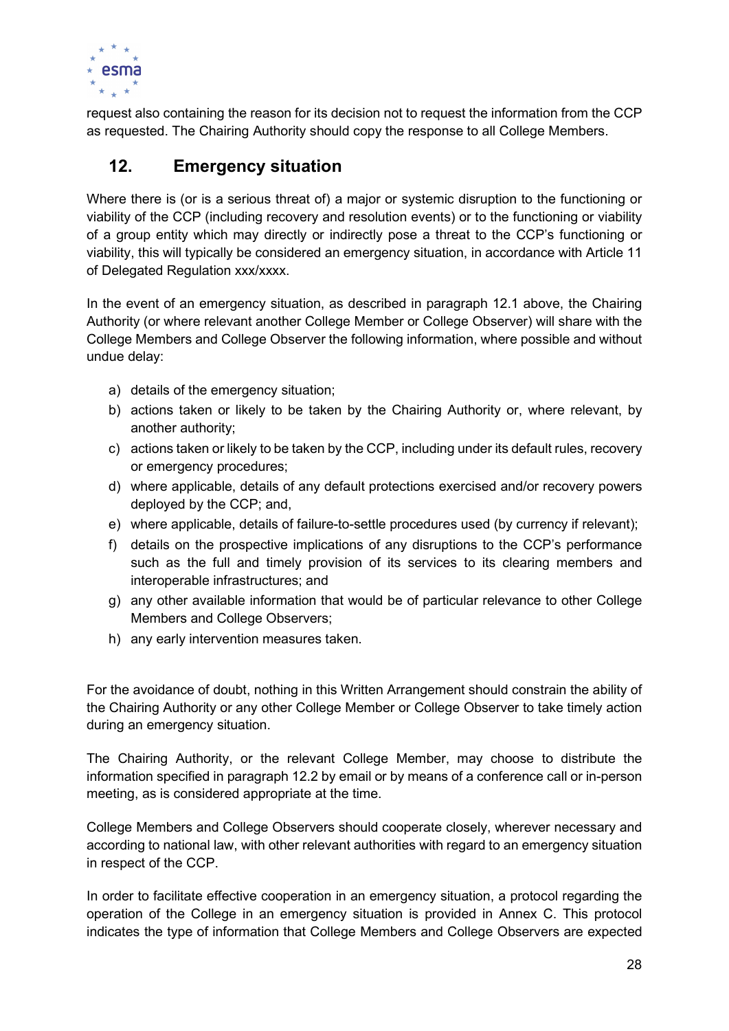request also containing the reason for its decision not to request the information from the CCP as requested. The Chairing Authority should copy the response to all College Members.

## 12. Emergency situation

Where there is (or is a serious threat of) a major or systemic disruption to the functioning or viability of the CCP (including recovery and resolution events) or to the functioning or viability of a group entity which may directly or indirectly pose a threat to the CCP's functioning or viability, this will typically be considered an emergency situation, in accordance with Article 11 of Delegated Regulation xxx/xxxx.

In the event of an emergency situation, as described in paragraph 12.1 above, the Chairing Authority (or where relevant another College Member or College Observer) will share with the College Members and College Observer the following information, where possible and without undue delay:

a) details of the emergency situation;
b) actions taken or likely to be taken by the Chairing Authority or, where relevant, by another authority;
c) actions taken or likely to be taken by the CCP, including under its default rules, recovery or emergency procedures;
d) where applicable, details of any default protections exercised and/or recovery powers deployed by the CCP; and,
e) where applicable, details of failure-to-settle procedures used (by currency if relevant);
f) details on the prospective implications of any disruptions to the CCP's performance such as the full and timely provision of its services to its clearing members and interoperable infrastructures; and
g) any other available information that would be of particular relevance to other College Members and College Observers;
h) any early intervention measures taken.

For the avoidance of doubt, nothing in this Written Arrangement should constrain the ability of the Chairing Authority or any other College Member or College Observer to take timely action during an emergency situation.

The Chairing Authority, or the relevant College Member, may choose to distribute the information specified in paragraph 12.2 by email or by means of a conference call or in-person meeting, as is considered appropriate at the time.

College Members and College Observers should cooperate closely, wherever necessary and according to national law, with other relevant authorities with regard to an emergency situation in respect of the CCP.

In order to facilitate effective cooperation in an emergency situation, a protocol regarding the operation of the College in an emergency situation is provided in Annex C. This protocol indicates the type of information that College Members and College Observers are expected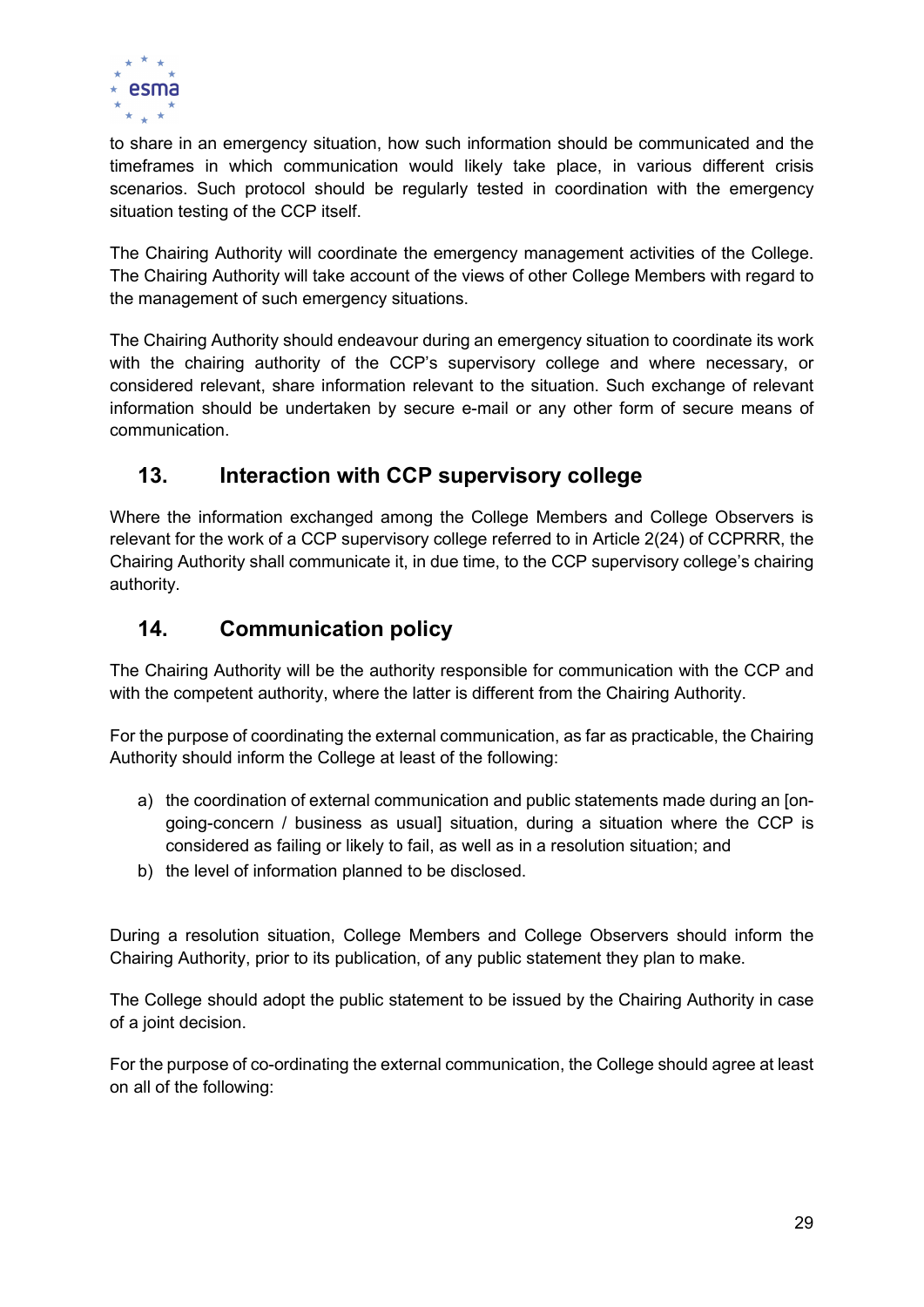to share in an emergency situation, how such information should be communicated and the timeframes in which communication would likely take place, in various different crisis scenarios. Such protocol should be regularly tested in coordination with the emergency situation testing of the CCP itself.

The Chairing Authority will coordinate the emergency management activities of the College. The Chairing Authority will take account of the views of other College Members with regard to the management of such emergency situations.

The Chairing Authority should endeavour during an emergency situation to coordinate its work with the chairing authority of the CCP's supervisory college and where necessary, or considered relevant, share information relevant to the situation. Such exchange of relevant information should be undertaken by secure e-mail or any other form of secure means of communication.

## 13. Interaction with CCP supervisory college

Where the information exchanged among the College Members and College Observers is relevant for the work of a CCP supervisory college referred to in Article 2(24) of CCPRRR, the Chairing Authority shall communicate it, in due time, to the CCP supervisory college's chairing authority.

## 14. Communication policy

The Chairing Authority will be the authority responsible for communication with the CCP and with the competent authority, where the latter is different from the Chairing Authority.

For the purpose of coordinating the external communication, as far as practicable, the Chairing Authority should inform the College at least of the following:

a) the coordination of external communication and public statements made during an [on-going-concern / business as usual] situation, during a situation where the CCP is considered as failing or likely to fail, as well as in a resolution situation; and
b) the level of information planned to be disclosed.

During a resolution situation, College Members and College Observers should inform the Chairing Authority, prior to its publication, of any public statement they plan to make.

The College should adopt the public statement to be issued by the Chairing Authority in case of a joint decision.

For the purpose of co-ordinating the external communication, the College should agree at least on all of the following: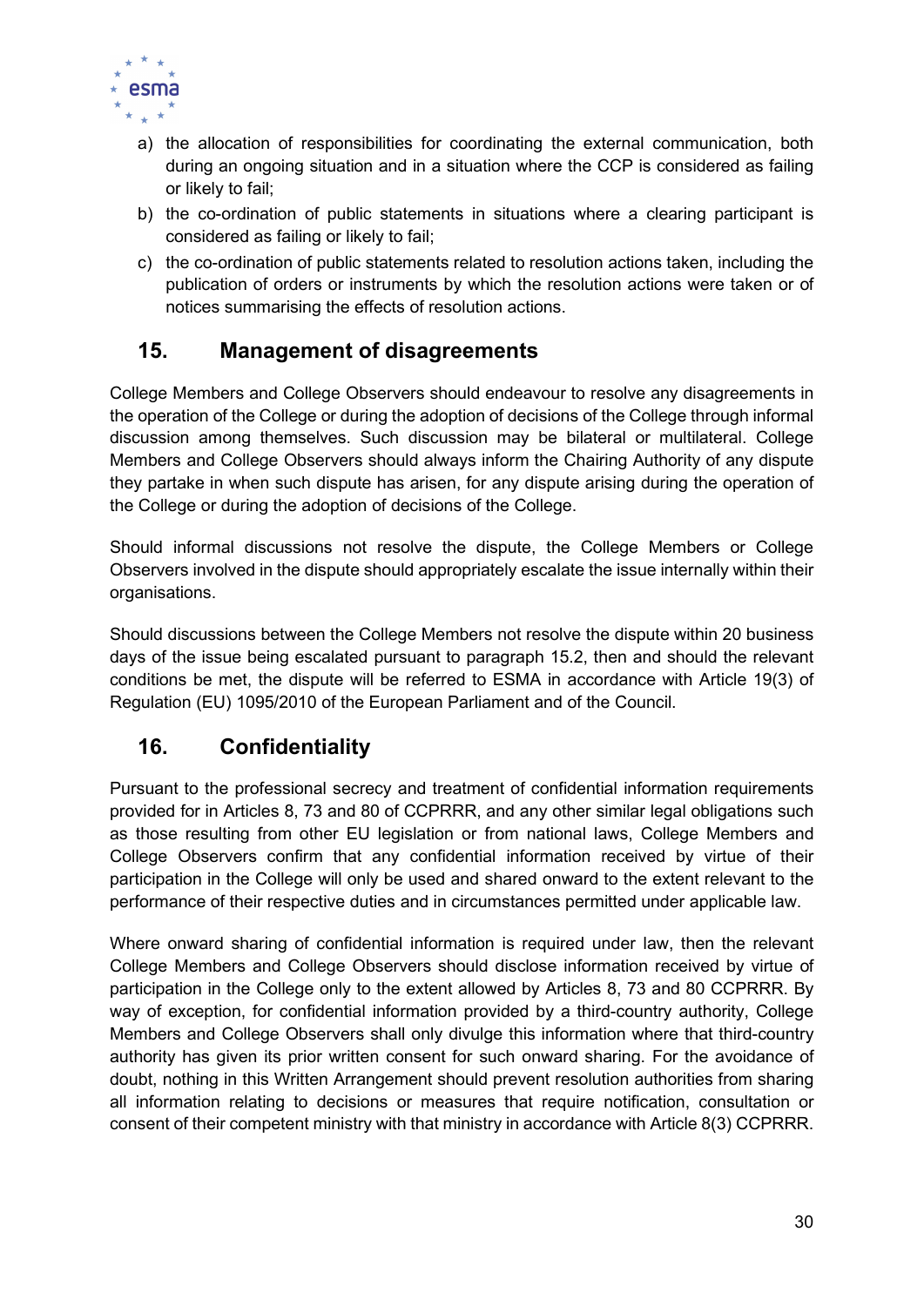a) the allocation of responsibilities for coordinating the external communication, both during an ongoing situation and in a situation where the CCP is considered as failing or likely to fail;

b) the co-ordination of public statements in situations where a clearing participant is considered as failing or likely to fail;

c) the co-ordination of public statements related to resolution actions taken, including the publication of orders or instruments by which the resolution actions were taken or of notices summarising the effects of resolution actions.

## 15. Management of disagreements

College Members and College Observers should endeavour to resolve any disagreements in the operation of the College or during the adoption of decisions of the College through informal discussion among themselves. Such discussion may be bilateral or multilateral. College Members and College Observers should always inform the Chairing Authority of any dispute they partake in when such dispute has arisen, for any dispute arising during the operation of the College or during the adoption of decisions of the College.

Should informal discussions not resolve the dispute, the College Members or College Observers involved in the dispute should appropriately escalate the issue internally within their organisations.

Should discussions between the College Members not resolve the dispute within 20 business days of the issue being escalated pursuant to paragraph 15.2, then and should the relevant conditions be met, the dispute will be referred to ESMA in accordance with Article 19(3) of Regulation (EU) 1095/2010 of the European Parliament and of the Council.

## 16. Confidentiality

Pursuant to the professional secrecy and treatment of confidential information requirements provided for in Articles 8, 73 and 80 of CCPRRR, and any other similar legal obligations such as those resulting from other EU legislation or from national laws, College Members and College Observers confirm that any confidential information received by virtue of their participation in the College will only be used and shared onward to the extent relevant to the performance of their respective duties and in circumstances permitted under applicable law.

Where onward sharing of confidential information is required under law, then the relevant College Members and College Observers should disclose information received by virtue of participation in the College only to the extent allowed by Articles 8, 73 and 80 CCPRRR. By way of exception, for confidential information provided by a third-country authority, College Members and College Observers shall only divulge this information where that third-country authority has given its prior written consent for such onward sharing. For the avoidance of doubt, nothing in this Written Arrangement should prevent resolution authorities from sharing all information relating to decisions or measures that require notification, consultation or consent of their competent ministry with that ministry in accordance with Article 8(3) CCPRRR.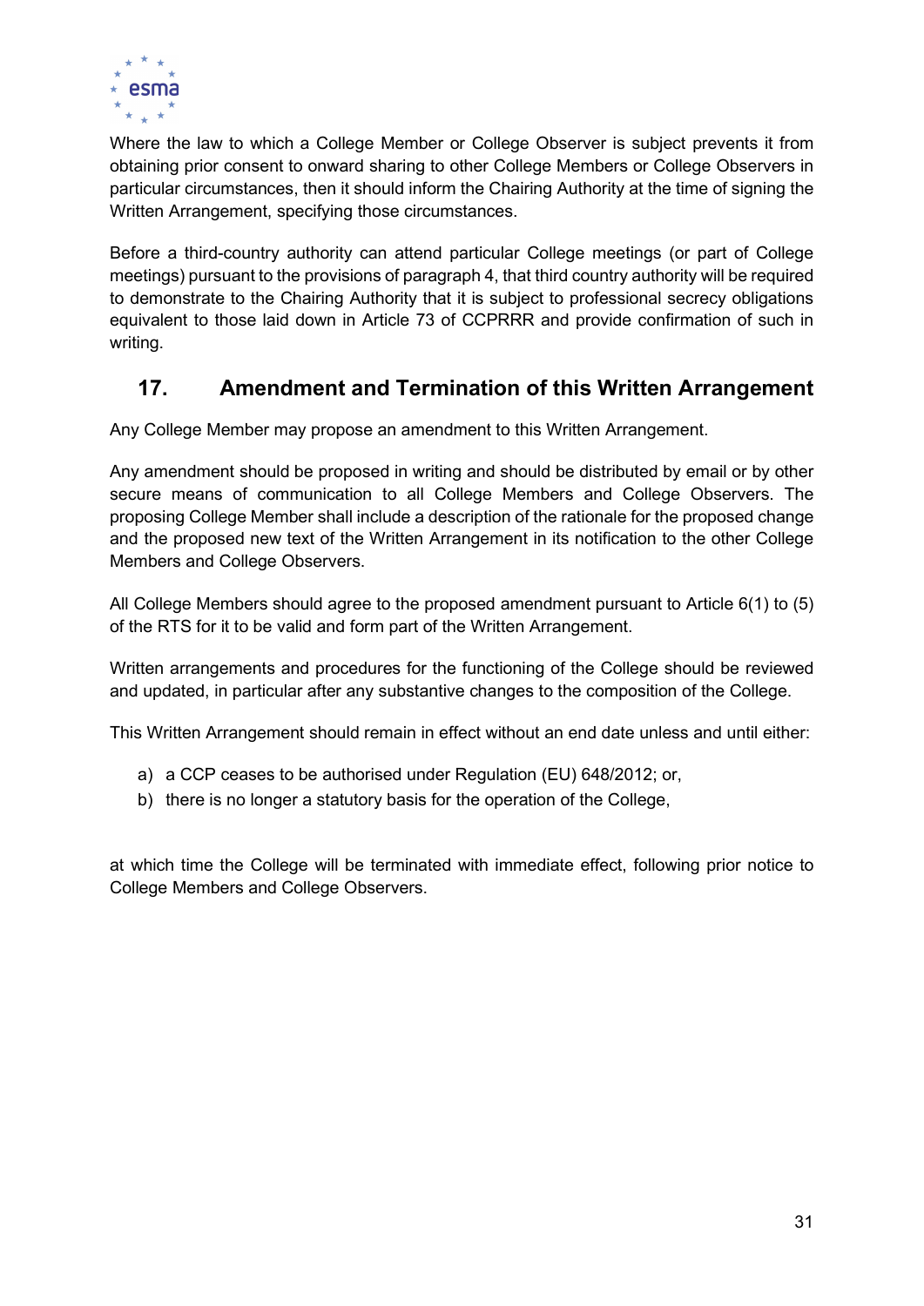Where the law to which a College Member or College Observer is subject prevents it from obtaining prior consent to onward sharing to other College Members or College Observers in particular circumstances, then it should inform the Chairing Authority at the time of signing the Written Arrangement, specifying those circumstances.

Before a third-country authority can attend particular College meetings (or part of College meetings) pursuant to the provisions of paragraph 4, that third country authority will be required to demonstrate to the Chairing Authority that it is subject to professional secrecy obligations equivalent to those laid down in Article 73 of CCPRRR and provide confirmation of such in writing.

## 17. Amendment and Termination of this Written Arrangement

Any College Member may propose an amendment to this Written Arrangement.

Any amendment should be proposed in writing and should be distributed by email or by other secure means of communication to all College Members and College Observers. The proposing College Member shall include a description of the rationale for the proposed change and the proposed new text of the Written Arrangement in its notification to the other College Members and College Observers.

All College Members should agree to the proposed amendment pursuant to Article 6(1) to (5) of the RTS for it to be valid and form part of the Written Arrangement.

Written arrangements and procedures for the functioning of the College should be reviewed and updated, in particular after any substantive changes to the composition of the College.

This Written Arrangement should remain in effect without an end date unless and until either:

a) a CCP ceases to be authorised under Regulation (EU) 648/2012; or,
b) there is no longer a statutory basis for the operation of the College,

at which time the College will be terminated with immediate effect, following prior notice to College Members and College Observers.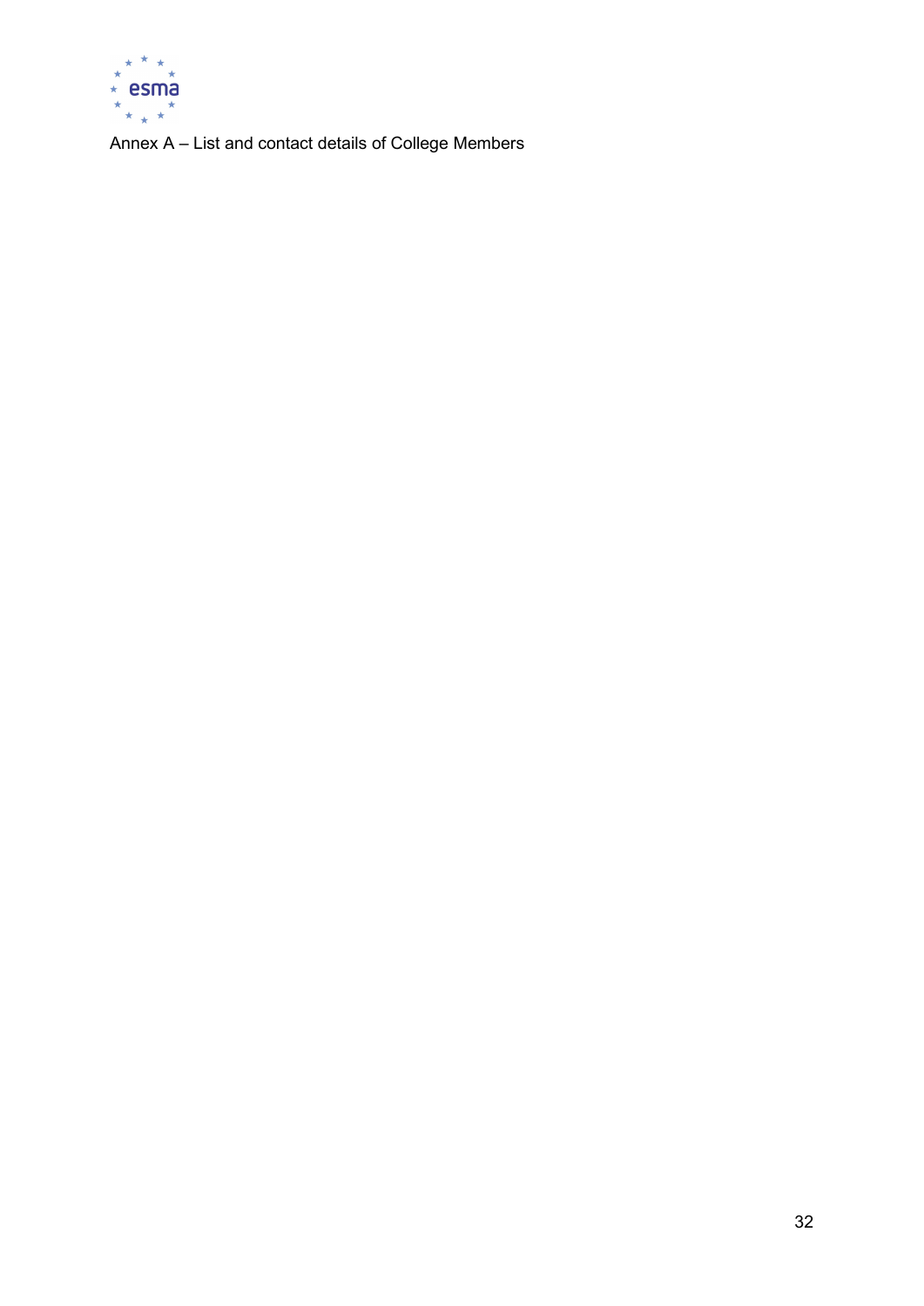Annex A – List and contact details of College Members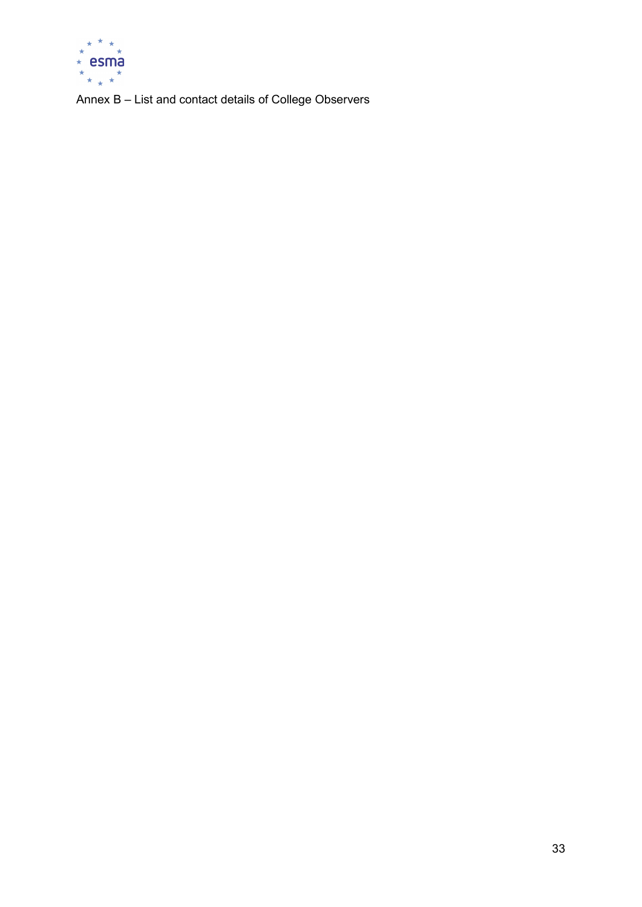Annex B – List and contact details of College Observers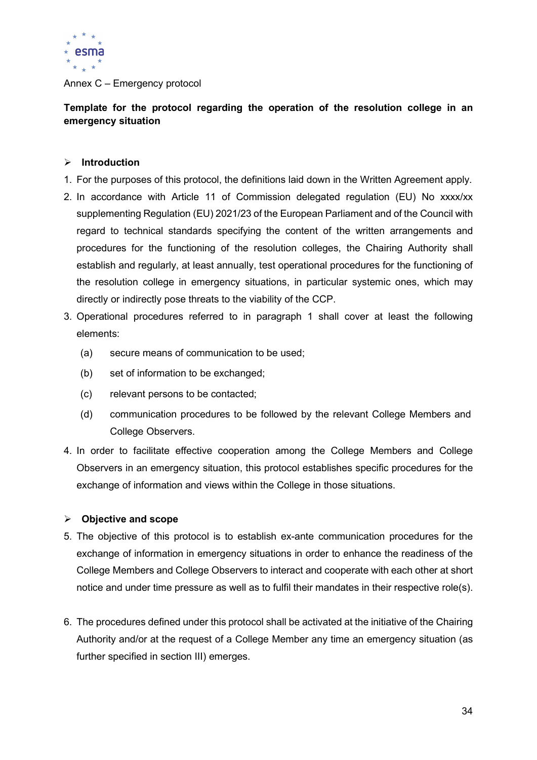Annex C – Emergency protocol

**Template for the protocol regarding the operation of the resolution college in an emergency situation**

- **Introduction**

1. For the purposes of this protocol, the definitions laid down in the Written Agreement apply.
2. In accordance with Article 11 of Commission delegated regulation (EU) No xxxx/xx supplementing Regulation (EU) 2021/23 of the European Parliament and of the Council with regard to technical standards specifying the content of the written arrangements and procedures for the functioning of the resolution colleges, the Chairing Authority shall establish and regularly, at least annually, test operational procedures for the functioning of the resolution college in emergency situations, in particular systemic ones, which may directly or indirectly pose threats to the viability of the CCP.
3. Operational procedures referred to in paragraph 1 shall cover at least the following elements:
   (a) secure means of communication to be used;
   (b) set of information to be exchanged;
   (c) relevant persons to be contacted;
   (d) communication procedures to be followed by the relevant College Members and College Observers.
4. In order to facilitate effective cooperation among the College Members and College Observers in an emergency situation, this protocol establishes specific procedures for the exchange of information and views within the College in those situations.

- **Objective and scope**

5. The objective of this protocol is to establish ex-ante communication procedures for the exchange of information in emergency situations in order to enhance the readiness of the College Members and College Observers to interact and cooperate with each other at short notice and under time pressure as well as to fulfil their mandates in their respective role(s).

6. The procedures defined under this protocol shall be activated at the initiative of the Chairing Authority and/or at the request of a College Member any time an emergency situation (as further specified in section III) emerges.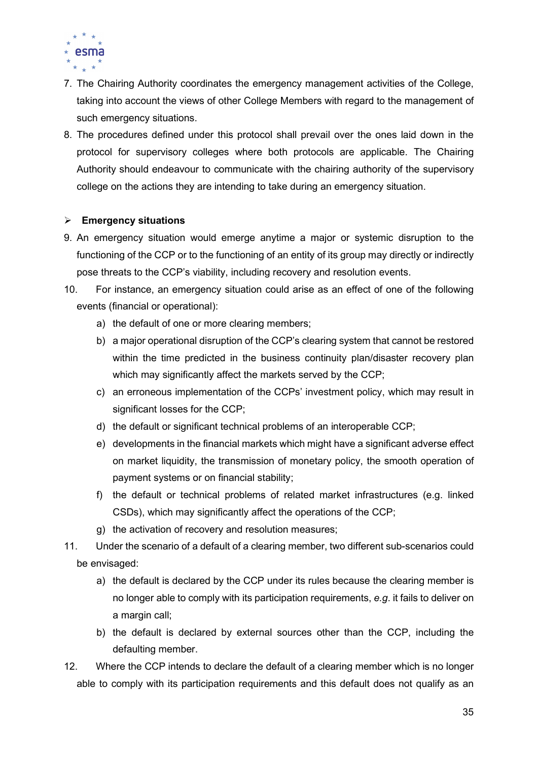7. The Chairing Authority coordinates the emergency management activities of the College, taking into account the views of other College Members with regard to the management of such emergency situations.
8. The procedures defined under this protocol shall prevail over the ones laid down in the protocol for supervisory colleges where both protocols are applicable. The Chairing Authority should endeavour to communicate with the chairing authority of the supervisory college on the actions they are intending to take during an emergency situation.

- **Emergency situations**

9. An emergency situation would emerge anytime a major or systemic disruption to the functioning of the CCP or to the functioning of an entity of its group may directly or indirectly pose threats to the CCP's viability, including recovery and resolution events.
10. For instance, an emergency situation could arise as an effect of one of the following events (financial or operational):
    a) the default of one or more clearing members;
    b) a major operational disruption of the CCP's clearing system that cannot be restored within the time predicted in the business continuity plan/disaster recovery plan which may significantly affect the markets served by the CCP;
    c) an erroneous implementation of the CCPs' investment policy, which may result in significant losses for the CCP;
    d) the default or significant technical problems of an interoperable CCP;
    e) developments in the financial markets which might have a significant adverse effect on market liquidity, the transmission of monetary policy, the smooth operation of payment systems or on financial stability;
    f) the default or technical problems of related market infrastructures (e.g. linked CSDs), which may significantly affect the operations of the CCP;
    g) the activation of recovery and resolution measures;
11. Under the scenario of a default of a clearing member, two different sub-scenarios could be envisaged:
    a) the default is declared by the CCP under its rules because the clearing member is no longer able to comply with its participation requirements, *e.g.* it fails to deliver on a margin call;
    b) the default is declared by external sources other than the CCP, including the defaulting member.
12. Where the CCP intends to declare the default of a clearing member which is no longer able to comply with its participation requirements and this default does not qualify as an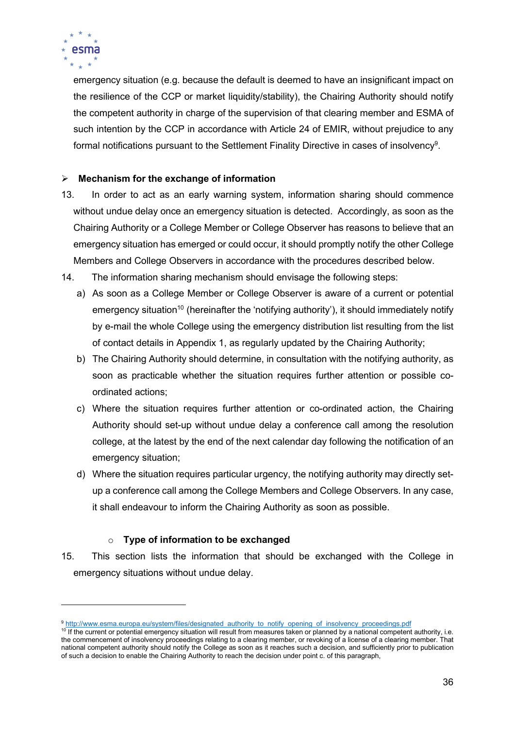emergency situation (e.g. because the default is deemed to have an insignificant impact on the resilience of the CCP or market liquidity/stability), the Chairing Authority should notify the competent authority in charge of the supervision of that clearing member and ESMA of such intention by the CCP in accordance with Article 24 of EMIR, without prejudice to any formal notifications pursuant to the Settlement Finality Directive in cases of insolvency[9].

- **Mechanism for the exchange of information**

13. In order to act as an early warning system, information sharing should commence without undue delay once an emergency situation is detected. Accordingly, as soon as the Chairing Authority or a College Member or College Observer has reasons to believe that an emergency situation has emerged or could occur, it should promptly notify the other College Members and College Observers in accordance with the procedures described below.

14. The information sharing mechanism should envisage the following steps:

    a) As soon as a College Member or College Observer is aware of a current or potential emergency situation[10] (hereinafter the 'notifying authority'), it should immediately notify by e-mail the whole College using the emergency distribution list resulting from the list of contact details in Appendix 1, as regularly updated by the Chairing Authority;

    b) The Chairing Authority should determine, in consultation with the notifying authority, as soon as practicable whether the situation requires further attention or possible co-ordinated actions;

    c) Where the situation requires further attention or co-ordinated action, the Chairing Authority should set-up without undue delay a conference call among the resolution college, at the latest by the end of the next calendar day following the notification of an emergency situation;

    d) Where the situation requires particular urgency, the notifying authority may directly set-up a conference call among the College Members and College Observers. In any case, it shall endeavour to inform the Chairing Authority as soon as possible.

  - **Type of information to be exchanged**

15. This section lists the information that should be exchanged with the College in emergency situations without undue delay.

---

[9] http://www.esma.europa.eu/system/files/designated_authority_to_notify_opening_of_insolvency_proceedings.pdf

[10] If the current or potential emergency situation will result from measures taken or planned by a national competent authority, i.e. the commencement of insolvency proceedings relating to a clearing member, or revoking of a license of a clearing member. That national competent authority should notify the College as soon as it reaches such a decision, and sufficiently prior to publication of such a decision to enable the Chairing Authority to reach the decision under point c. of this paragraph,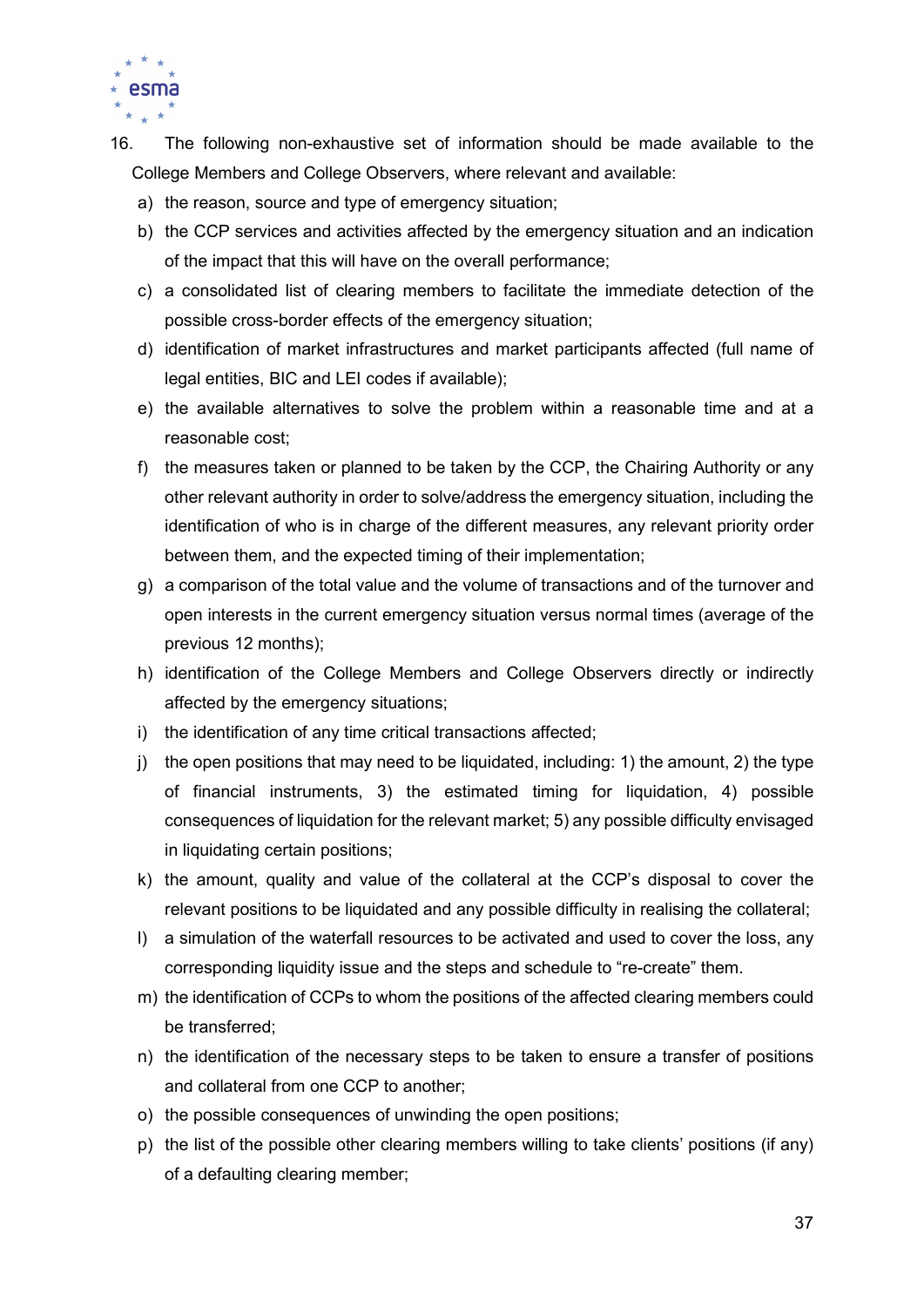16. The following non-exhaustive set of information should be made available to the College Members and College Observers, where relevant and available:

    a) the reason, source and type of emergency situation;
    b) the CCP services and activities affected by the emergency situation and an indication of the impact that this will have on the overall performance;
    c) a consolidated list of clearing members to facilitate the immediate detection of the possible cross-border effects of the emergency situation;
    d) identification of market infrastructures and market participants affected (full name of legal entities, BIC and LEI codes if available);
    e) the available alternatives to solve the problem within a reasonable time and at a reasonable cost;
    f) the measures taken or planned to be taken by the CCP, the Chairing Authority or any other relevant authority in order to solve/address the emergency situation, including the identification of who is in charge of the different measures, any relevant priority order between them, and the expected timing of their implementation;
    g) a comparison of the total value and the volume of transactions and of the turnover and open interests in the current emergency situation versus normal times (average of the previous 12 months);
    h) identification of the College Members and College Observers directly or indirectly affected by the emergency situations;
    i) the identification of any time critical transactions affected;
    j) the open positions that may need to be liquidated, including: 1) the amount, 2) the type of financial instruments, 3) the estimated timing for liquidation, 4) possible consequences of liquidation for the relevant market; 5) any possible difficulty envisaged in liquidating certain positions;
    k) the amount, quality and value of the collateral at the CCP's disposal to cover the relevant positions to be liquidated and any possible difficulty in realising the collateral;
    l) a simulation of the waterfall resources to be activated and used to cover the loss, any corresponding liquidity issue and the steps and schedule to "re-create" them.
    m) the identification of CCPs to whom the positions of the affected clearing members could be transferred;
    n) the identification of the necessary steps to be taken to ensure a transfer of positions and collateral from one CCP to another;
    o) the possible consequences of unwinding the open positions;
    p) the list of the possible other clearing members willing to take clients' positions (if any) of a defaulting clearing member;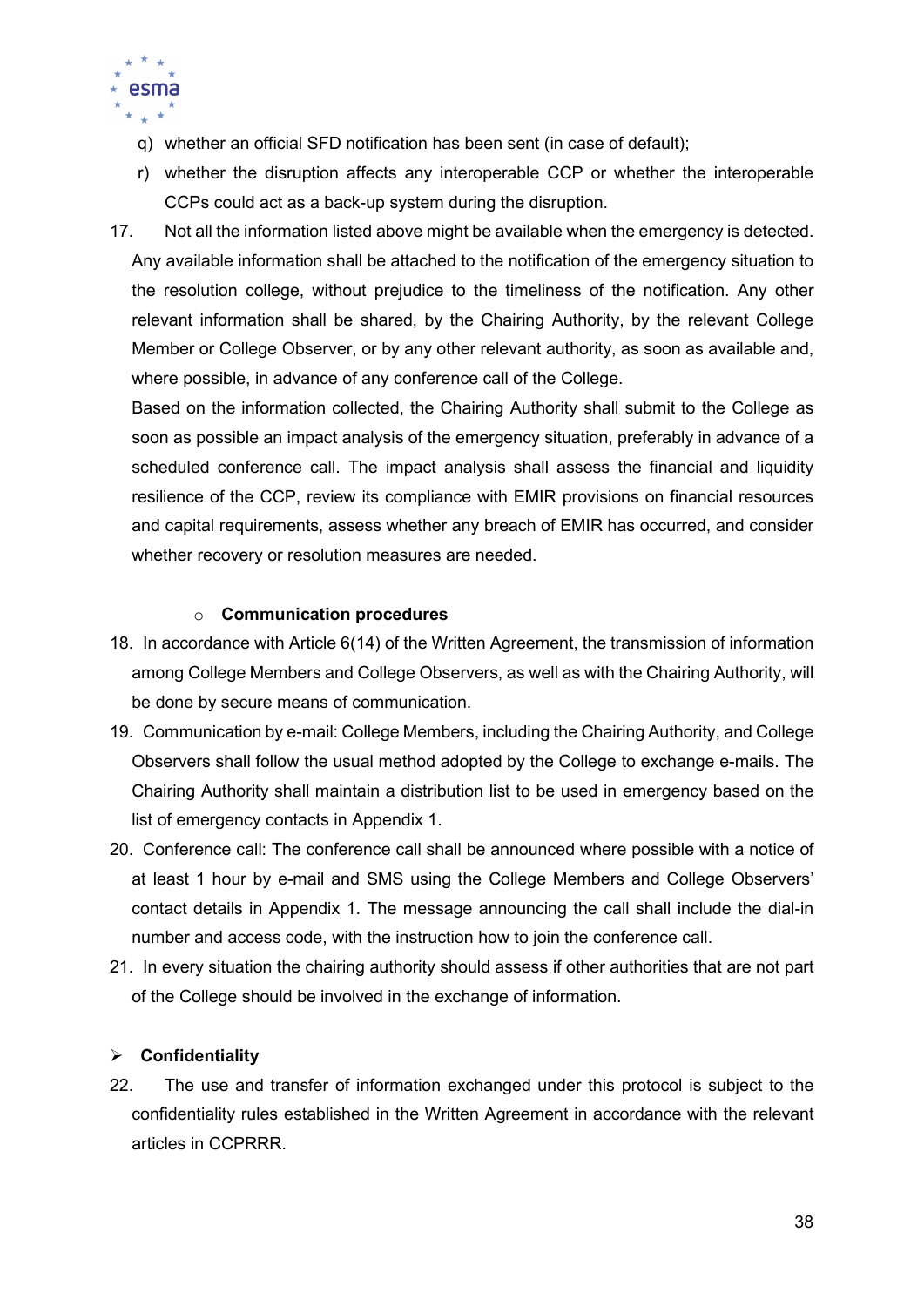q) whether an official SFD notification has been sent (in case of default);

r) whether the disruption affects any interoperable CCP or whether the interoperable CCPs could act as a back-up system during the disruption.

17. Not all the information listed above might be available when the emergency is detected. Any available information shall be attached to the notification of the emergency situation to the resolution college, without prejudice to the timeliness of the notification. Any other relevant information shall be shared, by the Chairing Authority, by the relevant College Member or College Observer, or by any other relevant authority, as soon as available and, where possible, in advance of any conference call of the College.

    Based on the information collected, the Chairing Authority shall submit to the College as soon as possible an impact analysis of the emergency situation, preferably in advance of a scheduled conference call. The impact analysis shall assess the financial and liquidity resilience of the CCP, review its compliance with EMIR provisions on financial resources and capital requirements, assess whether any breach of EMIR has occurred, and consider whether recovery or resolution measures are needed.

- **Communication procedures**

18. In accordance with Article 6(14) of the Written Agreement, the transmission of information among College Members and College Observers, as well as with the Chairing Authority, will be done by secure means of communication.

19. Communication by e-mail: College Members, including the Chairing Authority, and College Observers shall follow the usual method adopted by the College to exchange e-mails. The Chairing Authority shall maintain a distribution list to be used in emergency based on the list of emergency contacts in Appendix 1.

20. Conference call: The conference call shall be announced where possible with a notice of at least 1 hour by e-mail and SMS using the College Members and College Observers' contact details in Appendix 1. The message announcing the call shall include the dial-in number and access code, with the instruction how to join the conference call.

21. In every situation the chairing authority should assess if other authorities that are not part of the College should be involved in the exchange of information.

## Confidentiality

22. The use and transfer of information exchanged under this protocol is subject to the confidentiality rules established in the Written Agreement in accordance with the relevant articles in CCPRRR.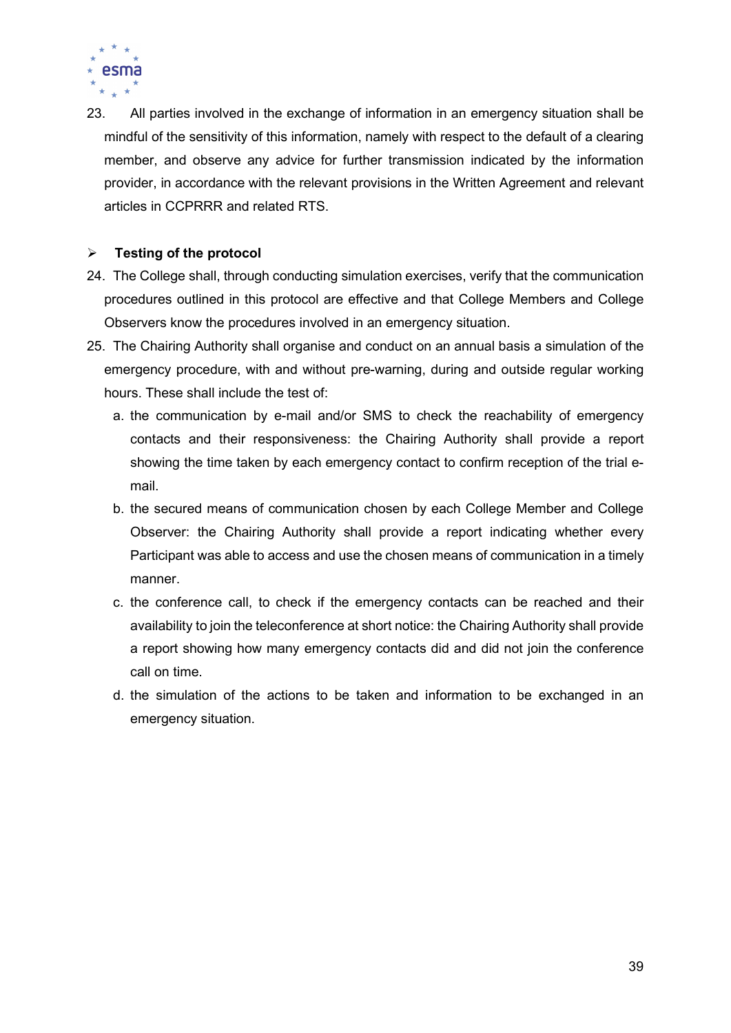23. All parties involved in the exchange of information in an emergency situation shall be mindful of the sensitivity of this information, namely with respect to the default of a clearing member, and observe any advice for further transmission indicated by the information provider, in accordance with the relevant provisions in the Written Agreement and relevant articles in CCPRRR and related RTS.

- **Testing of the protocol**

24. The College shall, through conducting simulation exercises, verify that the communication procedures outlined in this protocol are effective and that College Members and College Observers know the procedures involved in an emergency situation.
25. The Chairing Authority shall organise and conduct on an annual basis a simulation of the emergency procedure, with and without pre-warning, during and outside regular working hours. These shall include the test of:
    a. the communication by e-mail and/or SMS to check the reachability of emergency contacts and their responsiveness: the Chairing Authority shall provide a report showing the time taken by each emergency contact to confirm reception of the trial e-mail.
    b. the secured means of communication chosen by each College Member and College Observer: the Chairing Authority shall provide a report indicating whether every Participant was able to access and use the chosen means of communication in a timely manner.
    c. the conference call, to check if the emergency contacts can be reached and their availability to join the teleconference at short notice: the Chairing Authority shall provide a report showing how many emergency contacts did and did not join the conference call on time.
    d. the simulation of the actions to be taken and information to be exchanged in an emergency situation.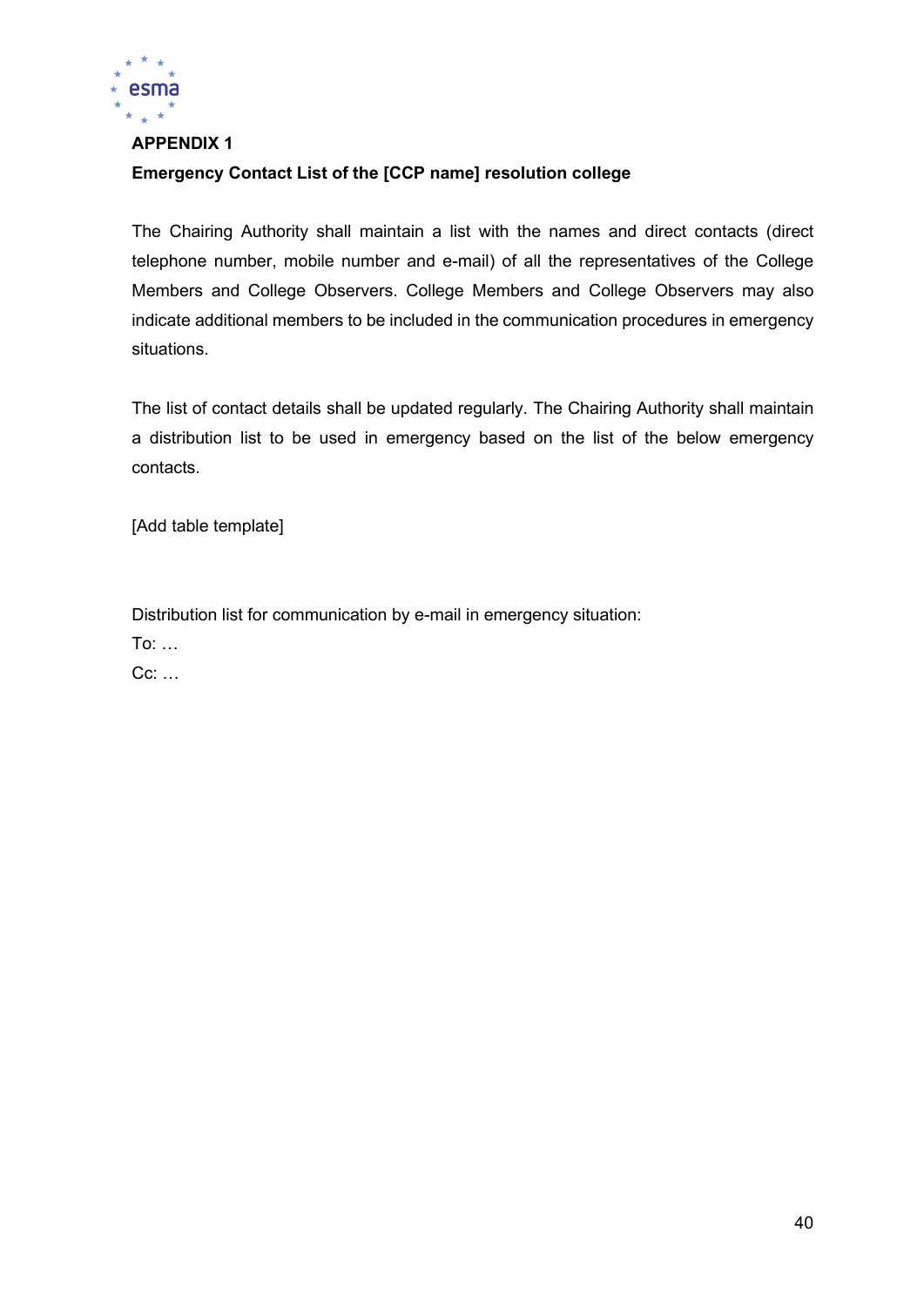**APPENDIX 1**

**Emergency Contact List of the [CCP name] resolution college**

The Chairing Authority shall maintain a list with the names and direct contacts (direct telephone number, mobile number and e-mail) of all the representatives of the College Members and College Observers. College Members and College Observers may also indicate additional members to be included in the communication procedures in emergency situations.

The list of contact details shall be updated regularly. The Chairing Authority shall maintain a distribution list to be used in emergency based on the list of the below emergency contacts.

[Add table template]

Distribution list for communication by e-mail in emergency situation:

To: …

Cc: …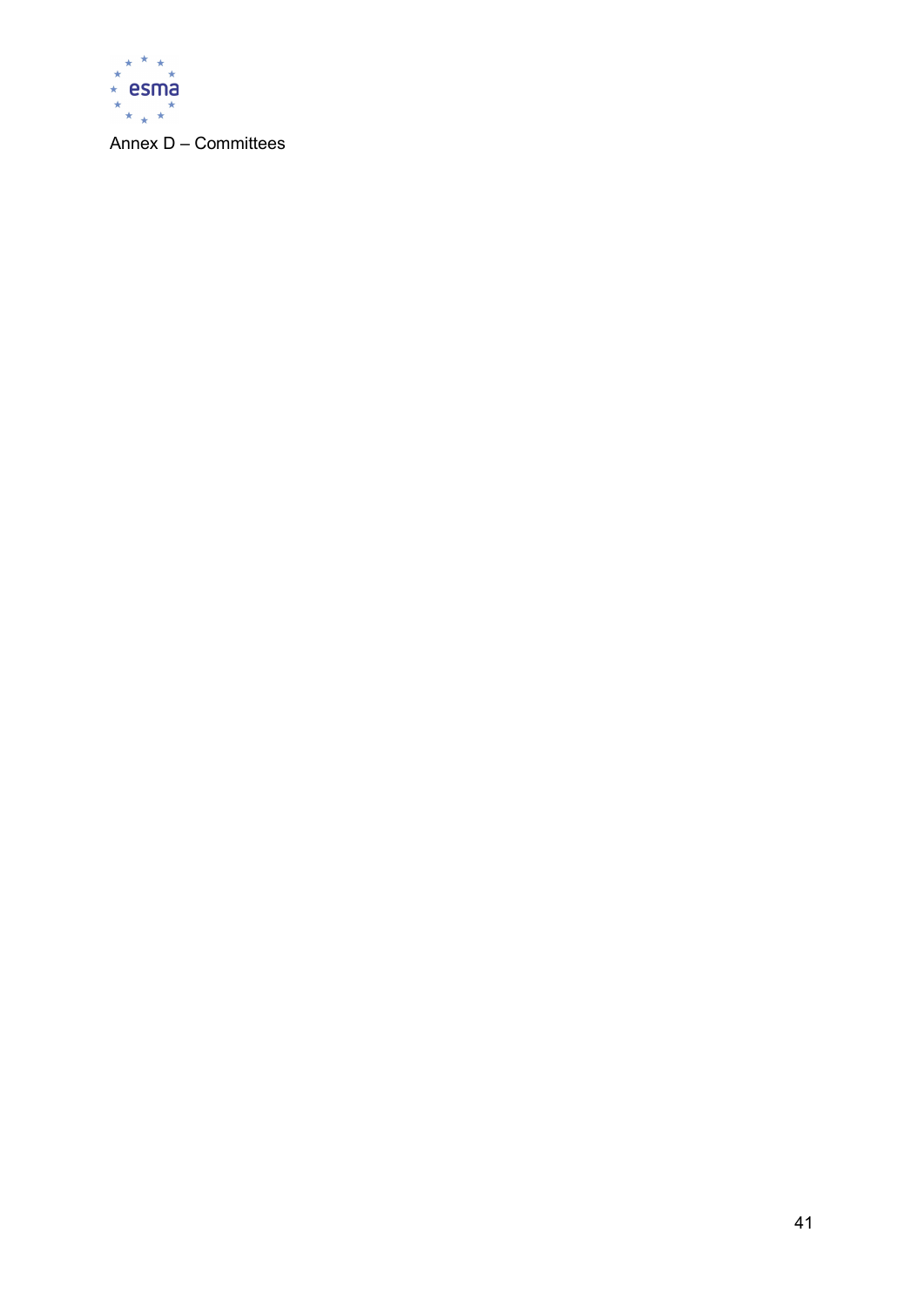Annex D – Committees